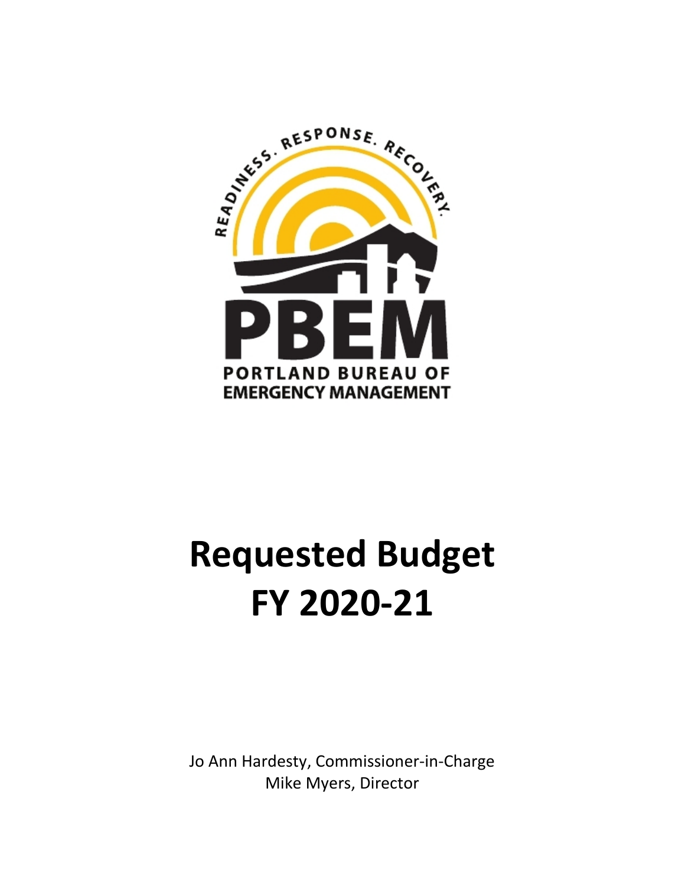READINESS. RESPONSE. RECOVERY.

PBEM

PORTLAND BUREAU OF EMERGENCY MANAGEMENT

# Requested Budget FY 2020-21

Jo Ann Hardesty, Commissioner-in-Charge
Mike Myers, Director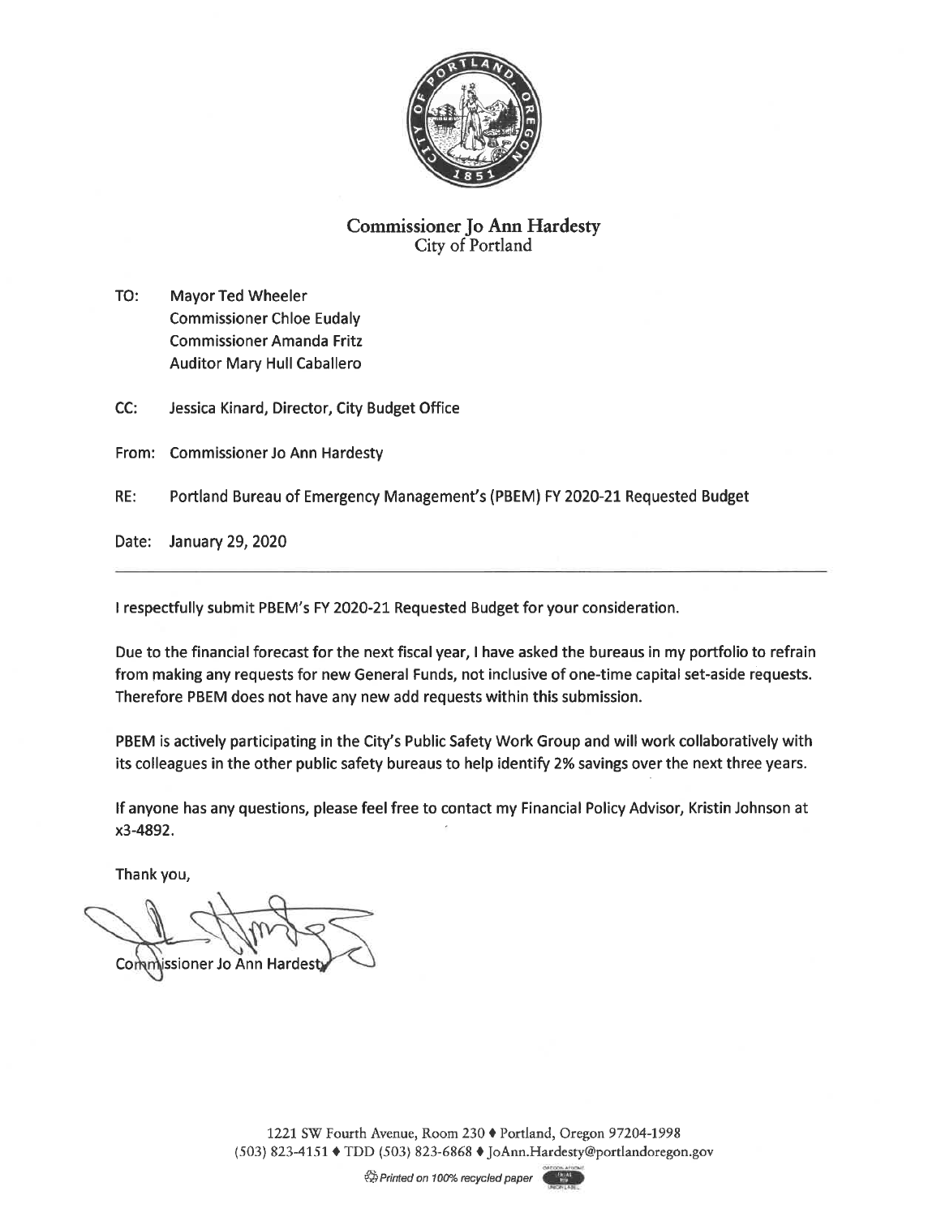**Commissioner Jo Ann Hardesty**
City of Portland

TO: Mayor Ted Wheeler
Commissioner Chloe Eudaly
Commissioner Amanda Fritz
Auditor Mary Hull Caballero

CC: Jessica Kinard, Director, City Budget Office

From: Commissioner Jo Ann Hardesty

RE: Portland Bureau of Emergency Management's (PBEM) FY 2020-21 Requested Budget

Date: January 29, 2020

---

I respectfully submit PBEM's FY 2020-21 Requested Budget for your consideration.

Due to the financial forecast for the next fiscal year, I have asked the bureaus in my portfolio to refrain from making any requests for new General Funds, not inclusive of one-time capital set-aside requests. Therefore PBEM does not have any new add requests within this submission.

PBEM is actively participating in the City's Public Safety Work Group and will work collaboratively with its colleagues in the other public safety bureaus to help identify 2% savings over the next three years.

If anyone has any questions, please feel free to contact my Financial Policy Advisor, Kristin Johnson at x3-4892.

Thank you,

Commissioner Jo Ann Hardesty

1221 SW Fourth Avenue, Room 230 ♦ Portland, Oregon 97204-1998
(503) 823-4151 ♦ TDD (503) 823-6868 ♦ JoAnn.Hardesty@portlandoregon.gov

Printed on 100% recycled paper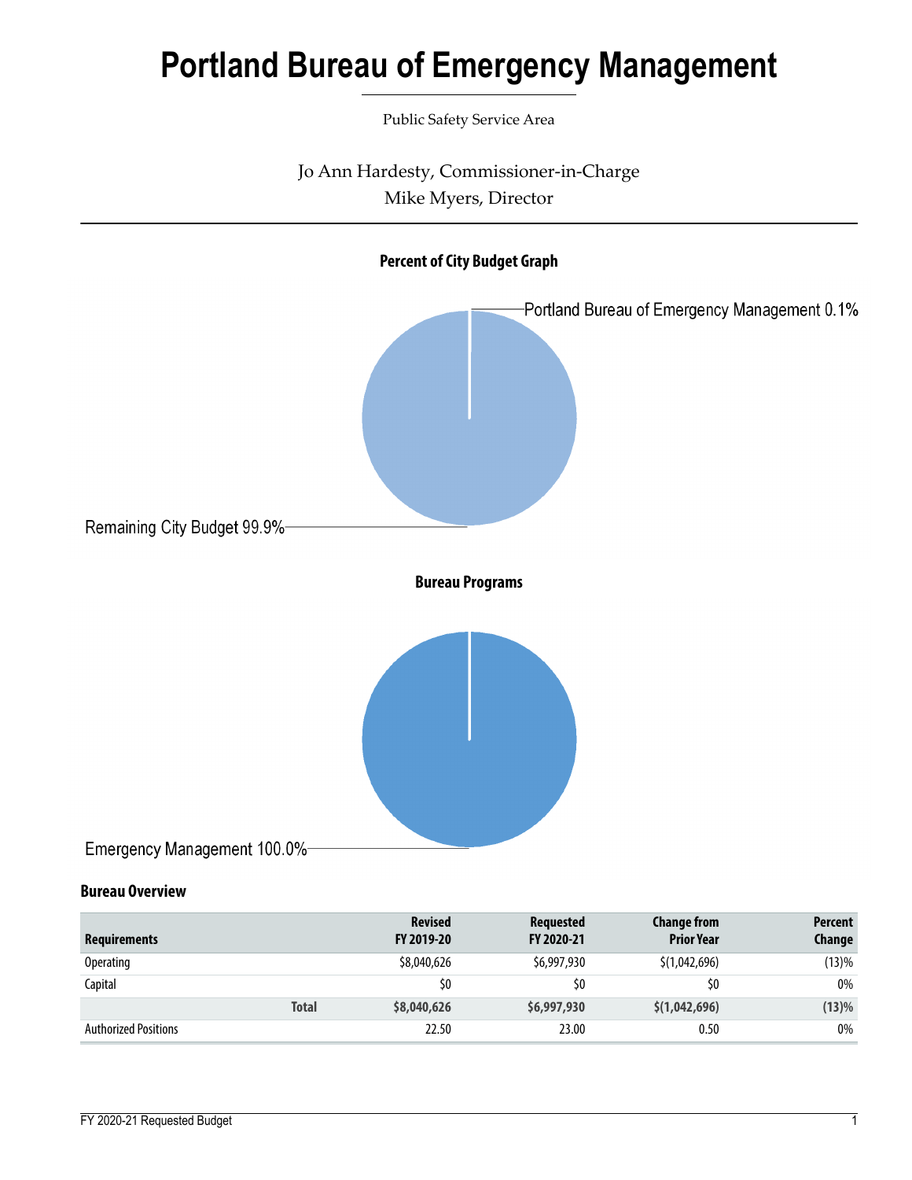# Portland Bureau of Emergency Management

Public Safety Service Area

Jo Ann Hardesty, Commissioner-in-Charge

Mike Myers, Director

## Percent of City Budget Graph

Portland Bureau of Emergency Management 0.1%

Remaining City Budget 99.9%

## Bureau Programs

Emergency Management 100.0%

## Bureau Overview

| Requirements | | Revised FY 2019-20 | Requested FY 2020-21 | Change from Prior Year | Percent Change |
|---|---|---|---|---|---|
| Operating | | $8,040,626 | $6,997,930 | $(1,042,696) | (13)% |
| Capital | | $0 | $0 | $0 | 0% |
| | **Total** | **$8,040,626** | **$6,997,930** | **$(1,042,696)** | **(13)%** |
| Authorized Positions | | 22.50 | 23.00 | 0.50 | 0% |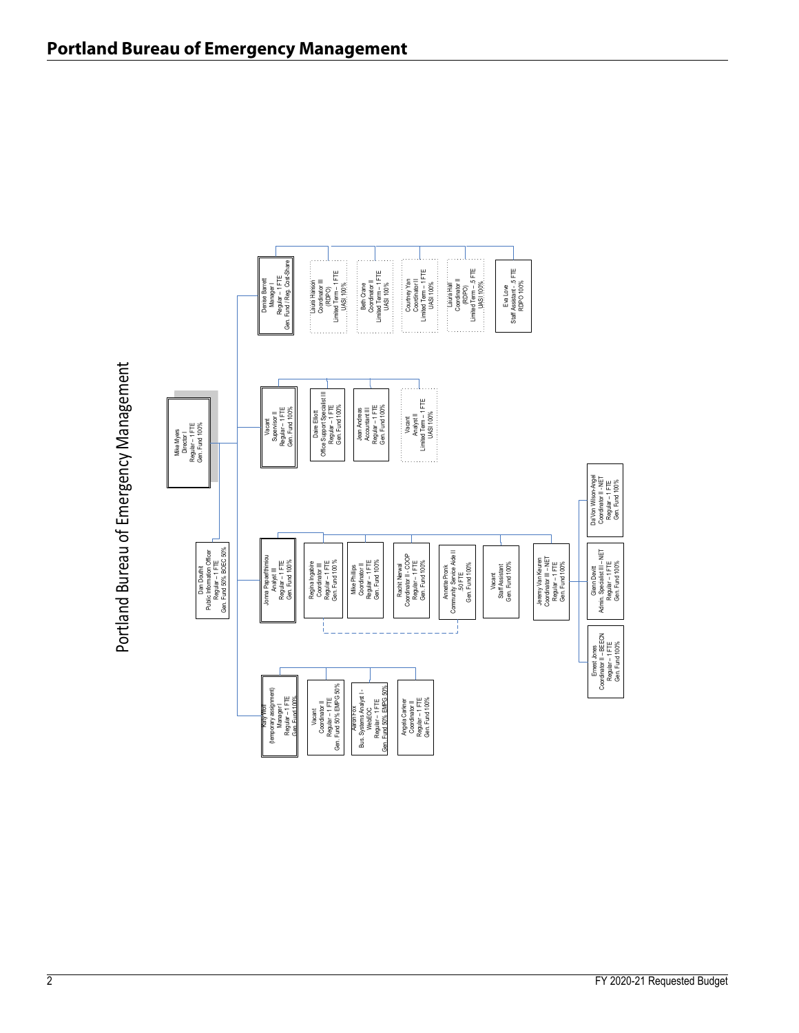## Portland Bureau of Emergency Management

# Portland Bureau of Emergency Management

**Mike Myers**
Director I
Regular – 1 FTE
Gen. Fund 100%

- **Dan Douthit**
  Public Information Officer
  Regular – 1 FTE
  Gen. Fund 50% BOEC 50%

- **Denise Barrett**
  Manager I
  Regular – 1 FTE
  Gen. Fund / Reg. Cost-Share
  - Laura Hanson — Coordinator III (RDPO) — Limited Term – 1 FTE — UASI 100%
  - Beth Crane — Coordinator II — Limited Term – 1 FTE — UASI 100%
  - Courtney Yan — Coordinator II — Limited Term – 1 FTE — UASI 100%
  - Laura Hall — Coordinator II (RDPO) — Limited Term – .5 FTE — UASI 100%
  - Eva Love — Staff Assistant - .5 FTE — RDPO 100%

- **Vacant**
  Supervisor II
  Regular – 1 FTE
  Gen. Fund 100%
  - Daire Elliott — Office Support Specialist III — Regular – 1 FTE — Gen. Fund 100%
  - Jean Andreas — Accountant III — Regular – 1 FTE — Gen. Fund 100%
  - Vacant — Analyst II — Limited Term – 1 FTE — UASI 100%

- **Jonna Papaefthimiou**
  Analyst III
  Regular – 1 FTE
  Gen. Fund 100%
  - Regina Ingabire — Coordinator III — Regular – 1 FTE — Gen. Fund 100%
  - Mike Phillips — Coordinator II — Regular – 1 FTE — Gen. Fund 100%
  - Rachit Nerwal — Coordinator II - COOP — Regular – 1 FTE — Gen. Fund 100%
  - Annette Pronk — Community Service Aide II — .50 FTE — Gen. Fund 100%
  - Vacant — Staff Assistant — Gen. Fund 100%
  - Jeremy Van Keuren — Coordinator III – NET — Regular – 1 FTE — Gen. Fund 100%
    - Ernest Jones — Coordinator II – BEECN — Regular – 1 FTE — Gen. Fund 100%
    - Glenn Devitt — Admin. Specialist III – NET — Regular – 1 FTE — Gen. Fund 100%
    - Da'Von Wilson-Angel — Coordinator II – NET — Regular – 1 FTE — Gen. Fund 100%

- **Katy Wolf**
  (temporary assignment)
  Manager I
  Regular – 1 FTE
  Gen. Fund 100%
  - Vacant — Coordinator II — Regular – 1 FTE — Gen. Fund 50% EMPG 50%
  - Aaron Fox — Bus. Systems Analyst I - WebEOC — Regular – 1 FTE — Gen. Fund 50% EMPG 50%
  - Angela Carkner — Coordinator II — Regular – 1 FTE — Gen. Fund 100%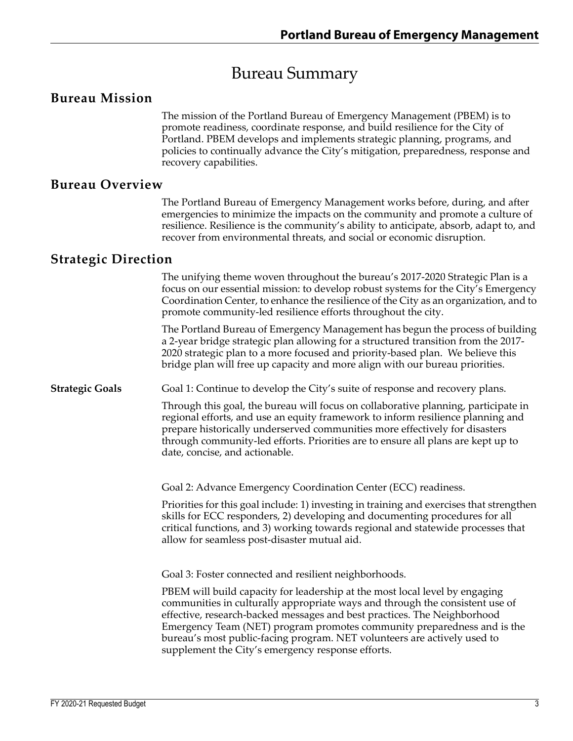# Bureau Summary

## Bureau Mission

The mission of the Portland Bureau of Emergency Management (PBEM) is to promote readiness, coordinate response, and build resilience for the City of Portland. PBEM develops and implements strategic planning, programs, and policies to continually advance the City's mitigation, preparedness, response and recovery capabilities.

## Bureau Overview

The Portland Bureau of Emergency Management works before, during, and after emergencies to minimize the impacts on the community and promote a culture of resilience. Resilience is the community's ability to anticipate, absorb, adapt to, and recover from environmental threats, and social or economic disruption.

## Strategic Direction

The unifying theme woven throughout the bureau's 2017-2020 Strategic Plan is a focus on our essential mission: to develop robust systems for the City's Emergency Coordination Center, to enhance the resilience of the City as an organization, and to promote community-led resilience efforts throughout the city.

The Portland Bureau of Emergency Management has begun the process of building a 2-year bridge strategic plan allowing for a structured transition from the 2017-2020 strategic plan to a more focused and priority-based plan. We believe this bridge plan will free up capacity and more align with our bureau priorities.

**Strategic Goals**

Goal 1: Continue to develop the City's suite of response and recovery plans.

Through this goal, the bureau will focus on collaborative planning, participate in regional efforts, and use an equity framework to inform resilience planning and prepare historically underserved communities more effectively for disasters through community-led efforts. Priorities are to ensure all plans are kept up to date, concise, and actionable.

Goal 2: Advance Emergency Coordination Center (ECC) readiness.

Priorities for this goal include: 1) investing in training and exercises that strengthen skills for ECC responders, 2) developing and documenting procedures for all critical functions, and 3) working towards regional and statewide processes that allow for seamless post-disaster mutual aid.

Goal 3: Foster connected and resilient neighborhoods.

PBEM will build capacity for leadership at the most local level by engaging communities in culturally appropriate ways and through the consistent use of effective, research-backed messages and best practices. The Neighborhood Emergency Team (NET) program promotes community preparedness and is the bureau's most public-facing program. NET volunteers are actively used to supplement the City's emergency response efforts.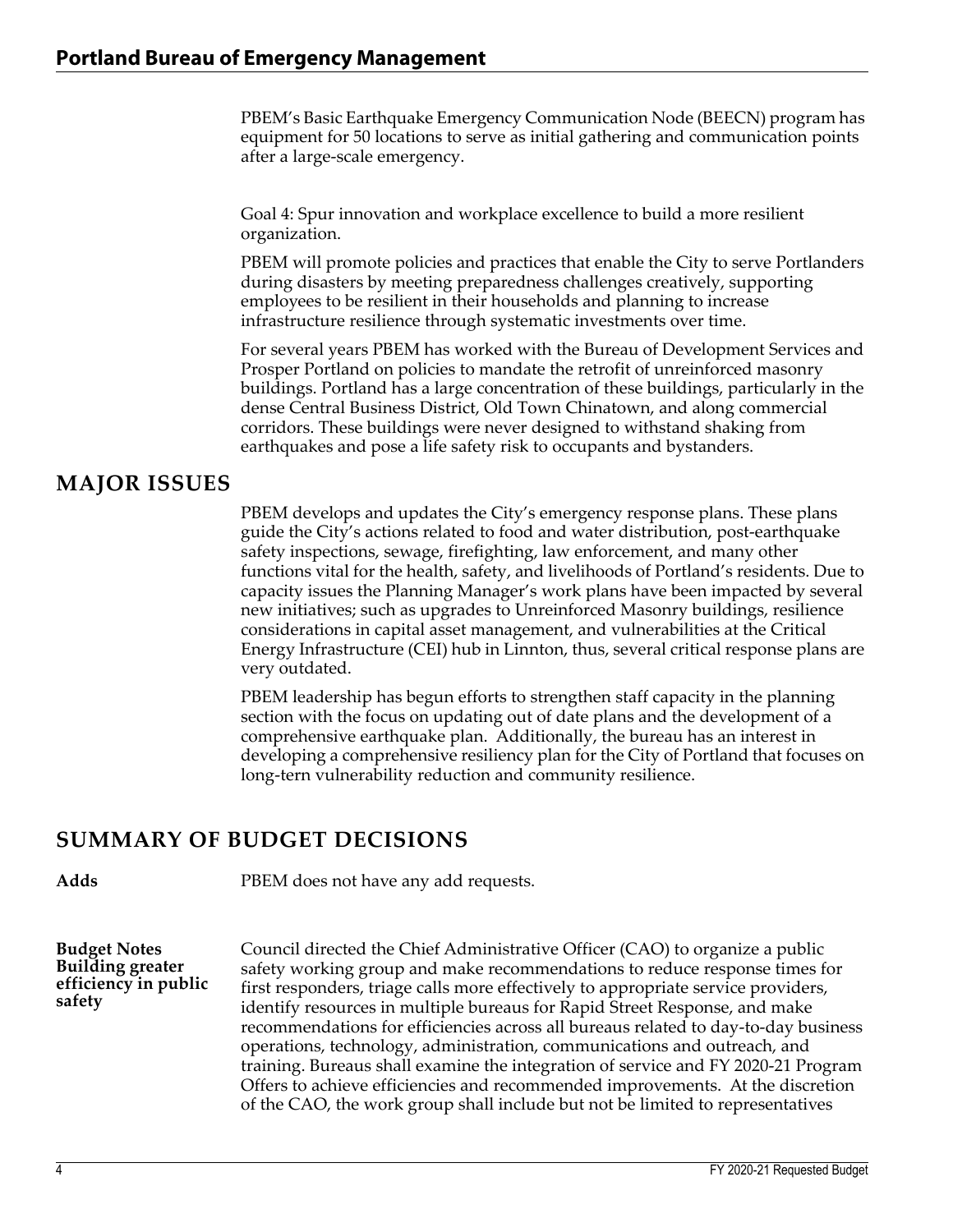PBEM's Basic Earthquake Emergency Communication Node (BEECN) program has equipment for 50 locations to serve as initial gathering and communication points after a large-scale emergency.

Goal 4: Spur innovation and workplace excellence to build a more resilient organization.

PBEM will promote policies and practices that enable the City to serve Portlanders during disasters by meeting preparedness challenges creatively, supporting employees to be resilient in their households and planning to increase infrastructure resilience through systematic investments over time.

For several years PBEM has worked with the Bureau of Development Services and Prosper Portland on policies to mandate the retrofit of unreinforced masonry buildings. Portland has a large concentration of these buildings, particularly in the dense Central Business District, Old Town Chinatown, and along commercial corridors. These buildings were never designed to withstand shaking from earthquakes and pose a life safety risk to occupants and bystanders.

## MAJOR ISSUES

PBEM develops and updates the City's emergency response plans. These plans guide the City's actions related to food and water distribution, post-earthquake safety inspections, sewage, firefighting, law enforcement, and many other functions vital for the health, safety, and livelihoods of Portland's residents. Due to capacity issues the Planning Manager's work plans have been impacted by several new initiatives; such as upgrades to Unreinforced Masonry buildings, resilience considerations in capital asset management, and vulnerabilities at the Critical Energy Infrastructure (CEI) hub in Linnton, thus, several critical response plans are very outdated.

PBEM leadership has begun efforts to strengthen staff capacity in the planning section with the focus on updating out of date plans and the development of a comprehensive earthquake plan. Additionally, the bureau has an interest in developing a comprehensive resiliency plan for the City of Portland that focuses on long-tern vulnerability reduction and community resilience.

## SUMMARY OF BUDGET DECISIONS

**Adds**

PBEM does not have any add requests.

**Budget Notes**

**Building greater efficiency in public safety**

Council directed the Chief Administrative Officer (CAO) to organize a public safety working group and make recommendations to reduce response times for first responders, triage calls more effectively to appropriate service providers, identify resources in multiple bureaus for Rapid Street Response, and make recommendations for efficiencies across all bureaus related to day-to-day business operations, technology, administration, communications and outreach, and training. Bureaus shall examine the integration of service and FY 2020-21 Program Offers to achieve efficiencies and recommended improvements. At the discretion of the CAO, the work group shall include but not be limited to representatives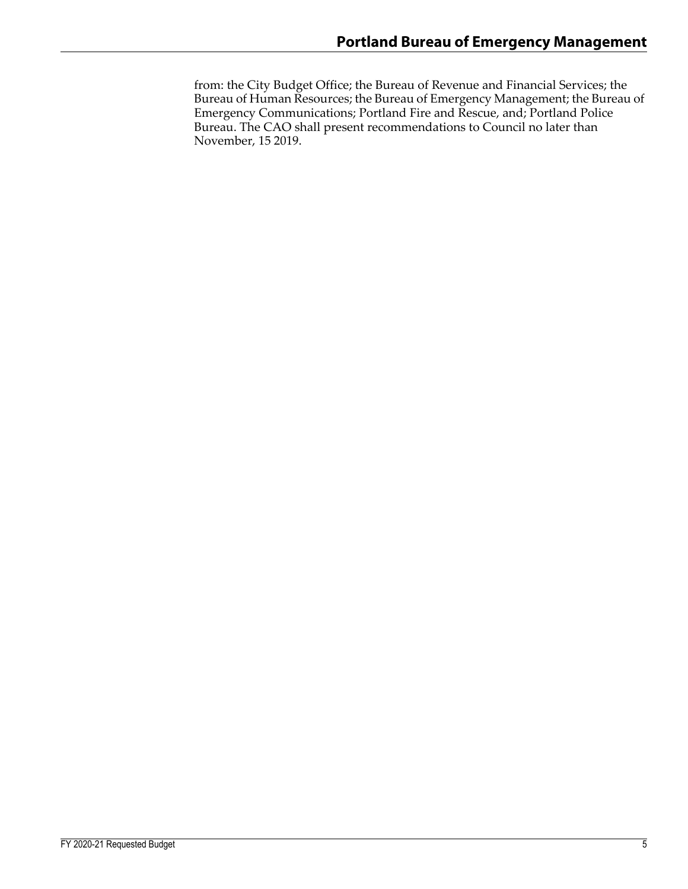from: the City Budget Office; the Bureau of Revenue and Financial Services; the Bureau of Human Resources; the Bureau of Emergency Management; the Bureau of Emergency Communications; Portland Fire and Rescue, and; Portland Police Bureau. The CAO shall present recommendations to Council no later than November, 15 2019.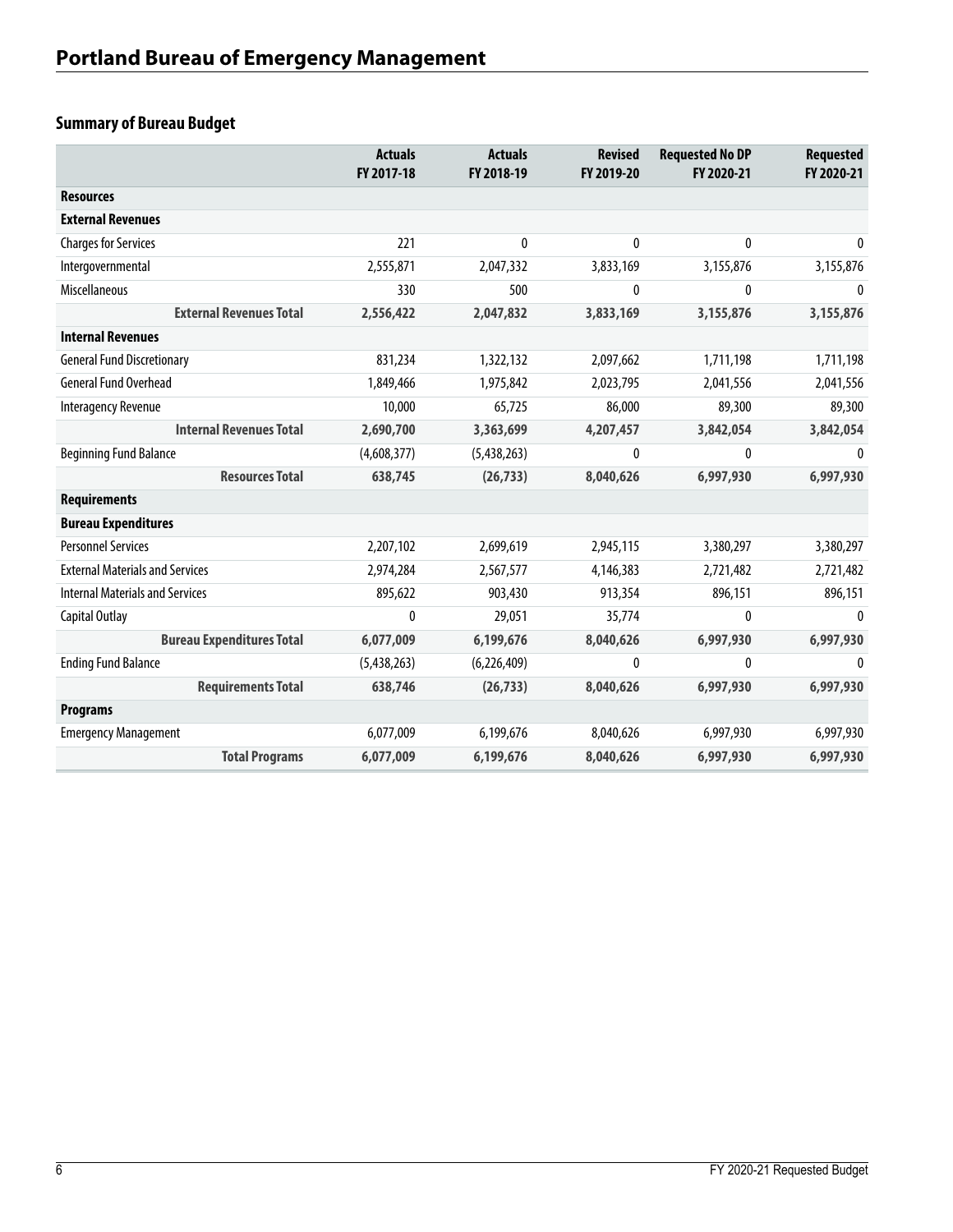# Portland Bureau of Emergency Management

## Summary of Bureau Budget

| | Actuals FY 2017-18 | Actuals FY 2018-19 | Revised FY 2019-20 | Requested No DP FY 2020-21 | Requested FY 2020-21 |
|---|---|---|---|---|---|
| **Resources** | | | | | |
| **External Revenues** | | | | | |
| Charges for Services | 221 | 0 | 0 | 0 | 0 |
| Intergovernmental | 2,555,871 | 2,047,332 | 3,833,169 | 3,155,876 | 3,155,876 |
| Miscellaneous | 330 | 500 | 0 | 0 | 0 |
| **External Revenues Total** | **2,556,422** | **2,047,832** | **3,833,169** | **3,155,876** | **3,155,876** |
| **Internal Revenues** | | | | | |
| General Fund Discretionary | 831,234 | 1,322,132 | 2,097,662 | 1,711,198 | 1,711,198 |
| General Fund Overhead | 1,849,466 | 1,975,842 | 2,023,795 | 2,041,556 | 2,041,556 |
| Interagency Revenue | 10,000 | 65,725 | 86,000 | 89,300 | 89,300 |
| **Internal Revenues Total** | **2,690,700** | **3,363,699** | **4,207,457** | **3,842,054** | **3,842,054** |
| Beginning Fund Balance | (4,608,377) | (5,438,263) | 0 | 0 | 0 |
| **Resources Total** | **638,745** | **(26,733)** | **8,040,626** | **6,997,930** | **6,997,930** |
| **Requirements** | | | | | |
| **Bureau Expenditures** | | | | | |
| Personnel Services | 2,207,102 | 2,699,619 | 2,945,115 | 3,380,297 | 3,380,297 |
| External Materials and Services | 2,974,284 | 2,567,577 | 4,146,383 | 2,721,482 | 2,721,482 |
| Internal Materials and Services | 895,622 | 903,430 | 913,354 | 896,151 | 896,151 |
| Capital Outlay | 0 | 29,051 | 35,774 | 0 | 0 |
| **Bureau Expenditures Total** | **6,077,009** | **6,199,676** | **8,040,626** | **6,997,930** | **6,997,930** |
| Ending Fund Balance | (5,438,263) | (6,226,409) | 0 | 0 | 0 |
| **Requirements Total** | **638,746** | **(26,733)** | **8,040,626** | **6,997,930** | **6,997,930** |
| **Programs** | | | | | |
| Emergency Management | 6,077,009 | 6,199,676 | 8,040,626 | 6,997,930 | 6,997,930 |
| **Total Programs** | **6,077,009** | **6,199,676** | **8,040,626** | **6,997,930** | **6,997,930** |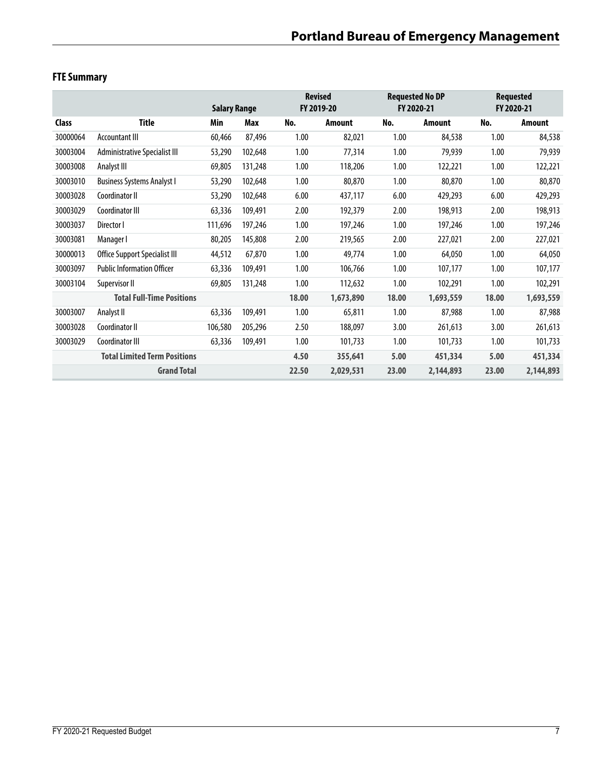## FTE Summary

| | | Salary Range | | Revised FY 2019-20 | | Requested No DP FY 2020-21 | | Requested FY 2020-21 | |
|---|---|---|---|---|---|---|---|---|---|
| **Class** | **Title** | **Min** | **Max** | **No.** | **Amount** | **No.** | **Amount** | **No.** | **Amount** |
| 30000064 | Accountant III | 60,466 | 87,496 | 1.00 | 82,021 | 1.00 | 84,538 | 1.00 | 84,538 |
| 30003004 | Administrative Specialist III | 53,290 | 102,648 | 1.00 | 77,314 | 1.00 | 79,939 | 1.00 | 79,939 |
| 30003008 | Analyst III | 69,805 | 131,248 | 1.00 | 118,206 | 1.00 | 122,221 | 1.00 | 122,221 |
| 30003010 | Business Systems Analyst I | 53,290 | 102,648 | 1.00 | 80,870 | 1.00 | 80,870 | 1.00 | 80,870 |
| 30003028 | Coordinator II | 53,290 | 102,648 | 6.00 | 437,117 | 6.00 | 429,293 | 6.00 | 429,293 |
| 30003029 | Coordinator III | 63,336 | 109,491 | 2.00 | 192,379 | 2.00 | 198,913 | 2.00 | 198,913 |
| 30003037 | Director I | 111,696 | 197,246 | 1.00 | 197,246 | 1.00 | 197,246 | 1.00 | 197,246 |
| 30003081 | Manager I | 80,205 | 145,808 | 2.00 | 219,565 | 2.00 | 227,021 | 2.00 | 227,021 |
| 30000013 | Office Support Specialist III | 44,512 | 67,870 | 1.00 | 49,774 | 1.00 | 64,050 | 1.00 | 64,050 |
| 30003097 | Public Information Officer | 63,336 | 109,491 | 1.00 | 106,766 | 1.00 | 107,177 | 1.00 | 107,177 |
| 30003104 | Supervisor II | 69,805 | 131,248 | 1.00 | 112,632 | 1.00 | 102,291 | 1.00 | 102,291 |
| | **Total Full-Time Positions** | | | **18.00** | **1,673,890** | **18.00** | **1,693,559** | **18.00** | **1,693,559** |
| 30003007 | Analyst II | 63,336 | 109,491 | 1.00 | 65,811 | 1.00 | 87,988 | 1.00 | 87,988 |
| 30003028 | Coordinator II | 106,580 | 205,296 | 2.50 | 188,097 | 3.00 | 261,613 | 3.00 | 261,613 |
| 30003029 | Coordinator III | 63,336 | 109,491 | 1.00 | 101,733 | 1.00 | 101,733 | 1.00 | 101,733 |
| | **Total Limited Term Positions** | | | **4.50** | **355,641** | **5.00** | **451,334** | **5.00** | **451,334** |
| | **Grand Total** | | | **22.50** | **2,029,531** | **23.00** | **2,144,893** | **23.00** | **2,144,893** |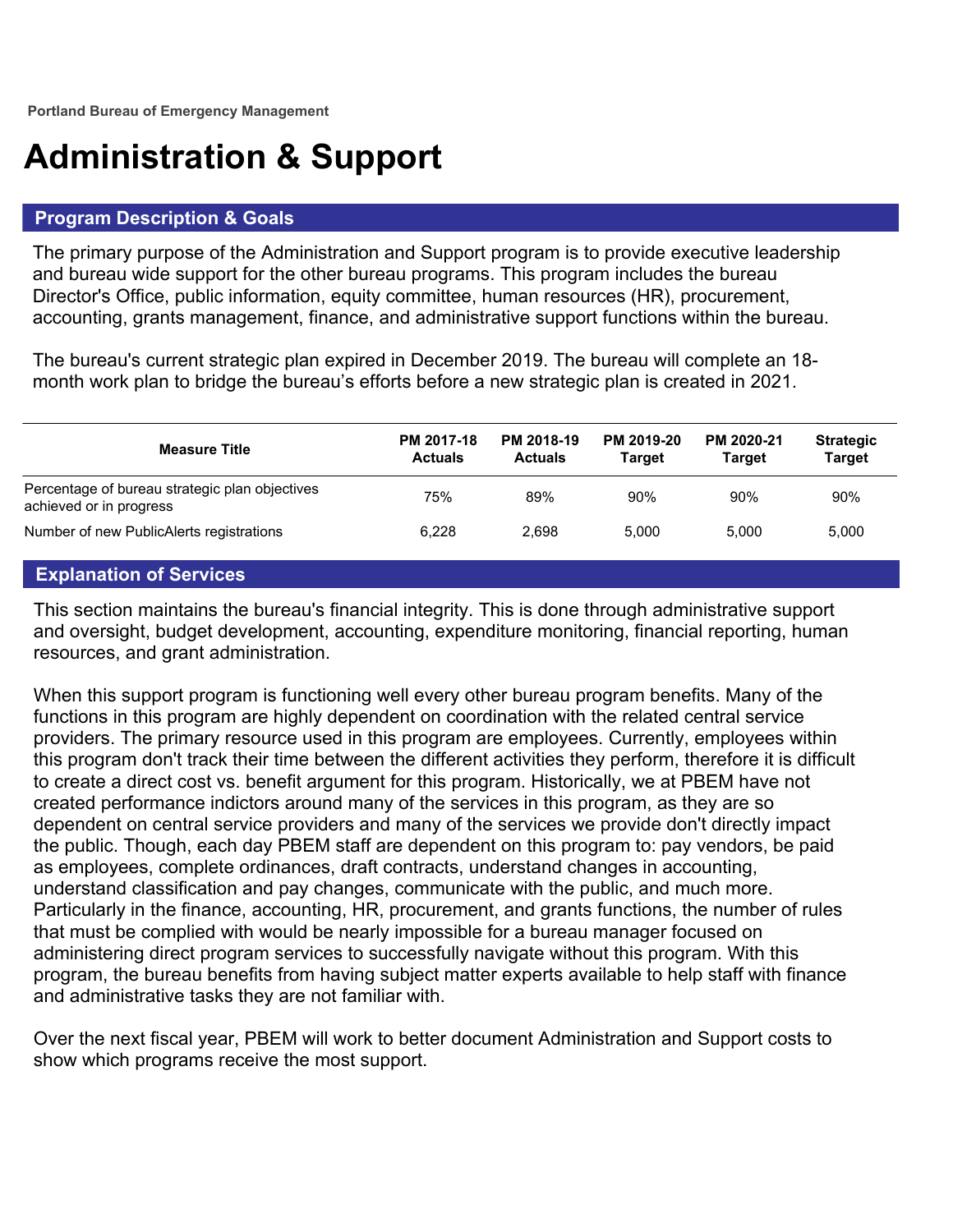Portland Bureau of Emergency Management

# Administration & Support

## Program Description & Goals

The primary purpose of the Administration and Support program is to provide executive leadership and bureau wide support for the other bureau programs. This program includes the bureau Director's Office, public information, equity committee, human resources (HR), procurement, accounting, grants management, finance, and administrative support functions within the bureau.

The bureau's current strategic plan expired in December 2019. The bureau will complete an 18-month work plan to bridge the bureau’s efforts before a new strategic plan is created in 2021.

| Measure Title | PM 2017-18 Actuals | PM 2018-19 Actuals | PM 2019-20 Target | PM 2020-21 Target | Strategic Target |
|---|---|---|---|---|---|
| Percentage of bureau strategic plan objectives achieved or in progress | 75% | 89% | 90% | 90% | 90% |
| Number of new PublicAlerts registrations | 6,228 | 2,698 | 5,000 | 5,000 | 5,000 |

## Explanation of Services

This section maintains the bureau's financial integrity. This is done through administrative support and oversight, budget development, accounting, expenditure monitoring, financial reporting, human resources, and grant administration.

When this support program is functioning well every other bureau program benefits. Many of the functions in this program are highly dependent on coordination with the related central service providers. The primary resource used in this program are employees. Currently, employees within this program don't track their time between the different activities they perform, therefore it is difficult to create a direct cost vs. benefit argument for this program. Historically, we at PBEM have not created performance indictors around many of the services in this program, as they are so dependent on central service providers and many of the services we provide don't directly impact the public. Though, each day PBEM staff are dependent on this program to: pay vendors, be paid as employees, complete ordinances, draft contracts, understand changes in accounting, understand classification and pay changes, communicate with the public, and much more. Particularly in the finance, accounting, HR, procurement, and grants functions, the number of rules that must be complied with would be nearly impossible for a bureau manager focused on administering direct program services to successfully navigate without this program. With this program, the bureau benefits from having subject matter experts available to help staff with finance and administrative tasks they are not familiar with.

Over the next fiscal year, PBEM will work to better document Administration and Support costs to show which programs receive the most support.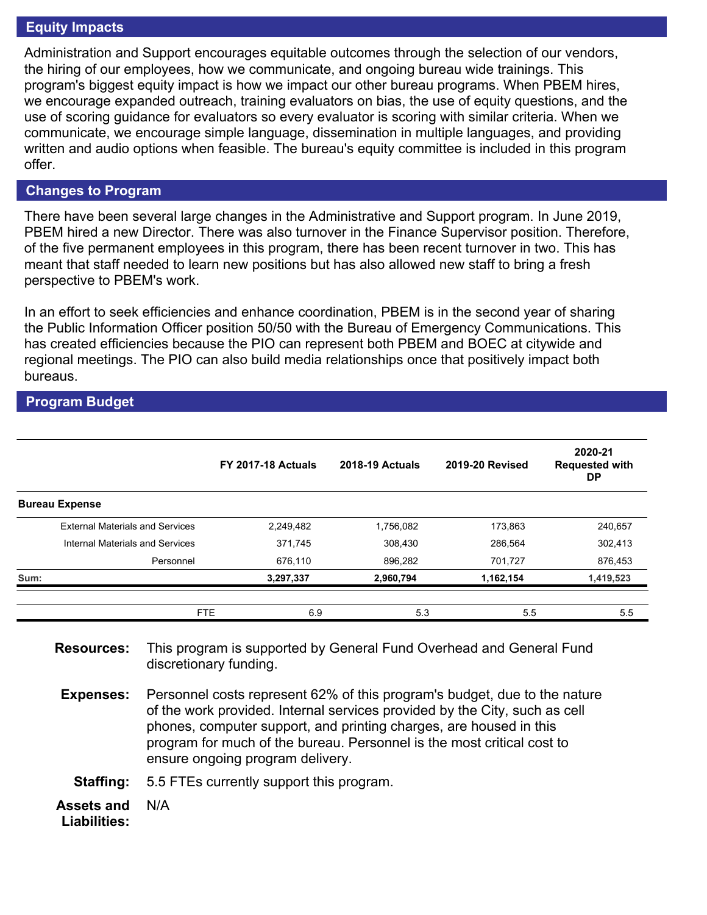## Equity Impacts

Administration and Support encourages equitable outcomes through the selection of our vendors, the hiring of our employees, how we communicate, and ongoing bureau wide trainings. This program's biggest equity impact is how we impact our other bureau programs. When PBEM hires, we encourage expanded outreach, training evaluators on bias, the use of equity questions, and the use of scoring guidance for evaluators so every evaluator is scoring with similar criteria. When we communicate, we encourage simple language, dissemination in multiple languages, and providing written and audio options when feasible. The bureau's equity committee is included in this program offer.

## Changes to Program

There have been several large changes in the Administrative and Support program. In June 2019, PBEM hired a new Director. There was also turnover in the Finance Supervisor position. Therefore, of the five permanent employees in this program, there has been recent turnover in two. This has meant that staff needed to learn new positions but has also allowed new staff to bring a fresh perspective to PBEM's work.

In an effort to seek efficiencies and enhance coordination, PBEM is in the second year of sharing the Public Information Officer position 50/50 with the Bureau of Emergency Communications. This has created efficiencies because the PIO can represent both PBEM and BOEC at citywide and regional meetings. The PIO can also build media relationships once that positively impact both bureaus.

## Program Budget

| | FY 2017-18 Actuals | 2018-19 Actuals | 2019-20 Revised | 2020-21 Requested with DP |
|---|---|---|---|---|
| **Bureau Expense** | | | | |
| External Materials and Services | 2,249,482 | 1,756,082 | 173,863 | 240,657 |
| Internal Materials and Services | 371,745 | 308,430 | 286,564 | 302,413 |
| Personnel | 676,110 | 896,282 | 701,727 | 876,453 |
| **Sum:** | **3,297,337** | **2,960,794** | **1,162,154** | **1,419,523** |
| FTE | 6.9 | 5.3 | 5.5 | 5.5 |

**Resources:** This program is supported by General Fund Overhead and General Fund discretionary funding.

**Expenses:** Personnel costs represent 62% of this program's budget, due to the nature of the work provided. Internal services provided by the City, such as cell phones, computer support, and printing charges, are housed in this program for much of the bureau. Personnel is the most critical cost to ensure ongoing program delivery.

**Staffing:** 5.5 FTEs currently support this program.

**Assets and Liabilities:** N/A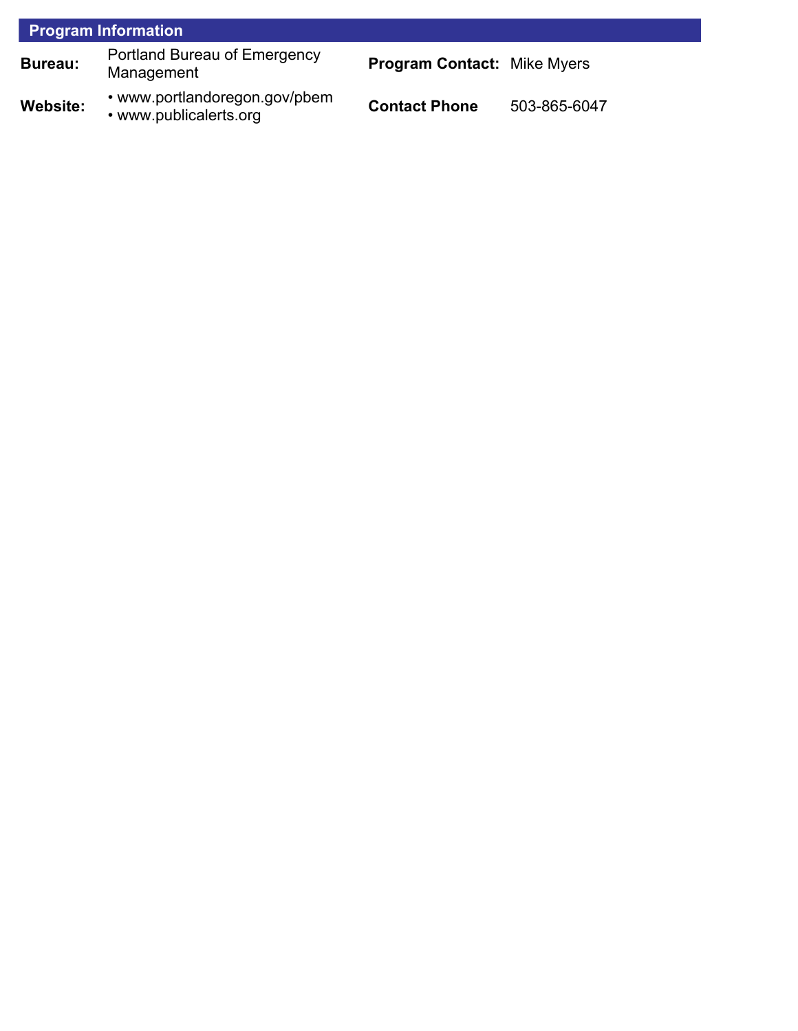## Program Information

| | | | |
|---|---|---|---|
| **Bureau:** | Portland Bureau of Emergency Management | **Program Contact:** | Mike Myers |
| **Website:** | • www.portlandoregon.gov/pbem<br>• www.publicalerts.org | **Contact Phone** | 503-865-6047 |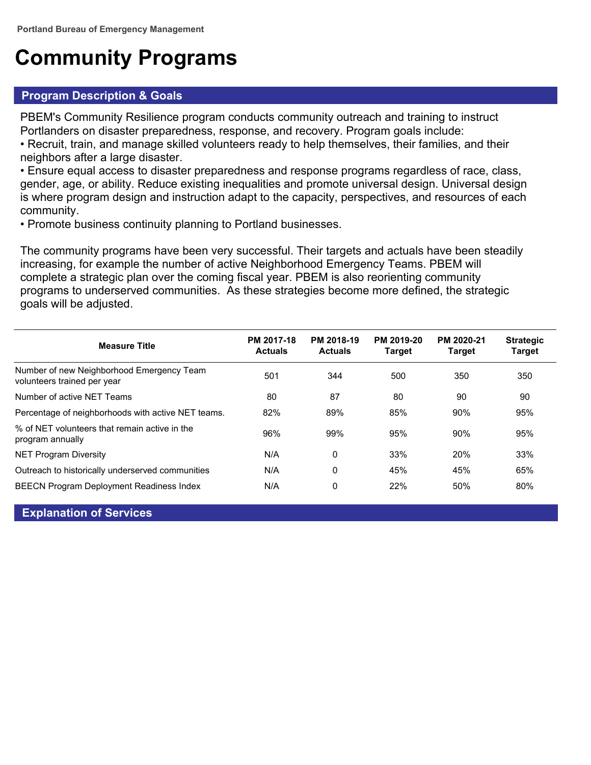Portland Bureau of Emergency Management

# Community Programs

## Program Description & Goals

PBEM's Community Resilience program conducts community outreach and training to instruct Portlanders on disaster preparedness, response, and recovery. Program goals include:

- Recruit, train, and manage skilled volunteers ready to help themselves, their families, and their neighbors after a large disaster.
- Ensure equal access to disaster preparedness and response programs regardless of race, class, gender, age, or ability. Reduce existing inequalities and promote universal design. Universal design is where program design and instruction adapt to the capacity, perspectives, and resources of each community.
- Promote business continuity planning to Portland businesses.

The community programs have been very successful. Their targets and actuals have been steadily increasing, for example the number of active Neighborhood Emergency Teams. PBEM will complete a strategic plan over the coming fiscal year. PBEM is also reorienting community programs to underserved communities. As these strategies become more defined, the strategic goals will be adjusted.

| Measure Title | PM 2017-18 Actuals | PM 2018-19 Actuals | PM 2019-20 Target | PM 2020-21 Target | Strategic Target |
|---|---|---|---|---|---|
| Number of new Neighborhood Emergency Team volunteers trained per year | 501 | 344 | 500 | 350 | 350 |
| Number of active NET Teams | 80 | 87 | 80 | 90 | 90 |
| Percentage of neighborhoods with active NET teams. | 82% | 89% | 85% | 90% | 95% |
| % of NET volunteers that remain active in the program annually | 96% | 99% | 95% | 90% | 95% |
| NET Program Diversity | N/A | 0 | 33% | 20% | 33% |
| Outreach to historically underserved communities | N/A | 0 | 45% | 45% | 65% |
| BEECN Program Deployment Readiness Index | N/A | 0 | 22% | 50% | 80% |

## Explanation of Services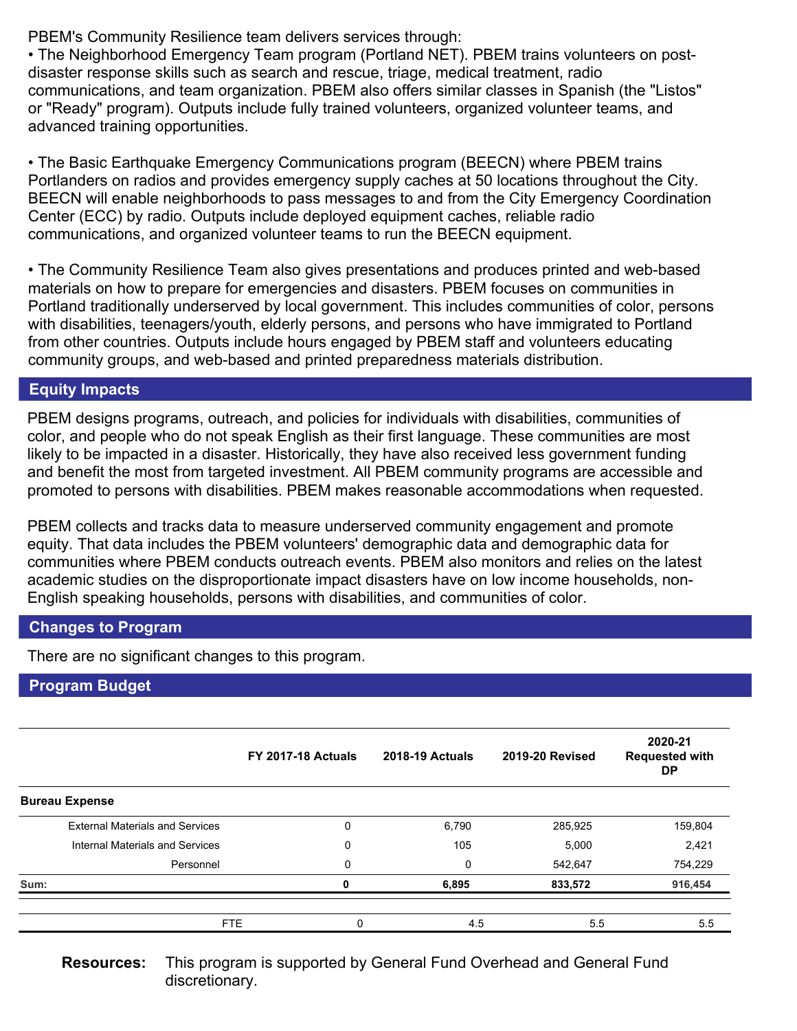PBEM's Community Resilience team delivers services through:

• The Neighborhood Emergency Team program (Portland NET). PBEM trains volunteers on post-disaster response skills such as search and rescue, triage, medical treatment, radio communications, and team organization. PBEM also offers similar classes in Spanish (the "Listos" or "Ready" program). Outputs include fully trained volunteers, organized volunteer teams, and advanced training opportunities.

• The Basic Earthquake Emergency Communications program (BEECN) where PBEM trains Portlanders on radios and provides emergency supply caches at 50 locations throughout the City. BEECN will enable neighborhoods to pass messages to and from the City Emergency Coordination Center (ECC) by radio. Outputs include deployed equipment caches, reliable radio communications, and organized volunteer teams to run the BEECN equipment.

• The Community Resilience Team also gives presentations and produces printed and web-based materials on how to prepare for emergencies and disasters. PBEM focuses on communities in Portland traditionally underserved by local government. This includes communities of color, persons with disabilities, teenagers/youth, elderly persons, and persons who have immigrated to Portland from other countries. Outputs include hours engaged by PBEM staff and volunteers educating community groups, and web-based and printed preparedness materials distribution.

## Equity Impacts

PBEM designs programs, outreach, and policies for individuals with disabilities, communities of color, and people who do not speak English as their first language. These communities are most likely to be impacted in a disaster. Historically, they have also received less government funding and benefit the most from targeted investment. All PBEM community programs are accessible and promoted to persons with disabilities. PBEM makes reasonable accommodations when requested.

PBEM collects and tracks data to measure underserved community engagement and promote equity. That data includes the PBEM volunteers' demographic data and demographic data for communities where PBEM conducts outreach events. PBEM also monitors and relies on the latest academic studies on the disproportionate impact disasters have on low income households, non-English speaking households, persons with disabilities, and communities of color.

## Changes to Program

There are no significant changes to this program.

## Program Budget

| | FY 2017-18 Actuals | 2018-19 Actuals | 2019-20 Revised | 2020-21 Requested with DP |
|---|---|---|---|---|
| **Bureau Expense** | | | | |
| External Materials and Services | 0 | 6,790 | 285,925 | 159,804 |
| Internal Materials and Services | 0 | 105 | 5,000 | 2,421 |
| Personnel | 0 | 0 | 542,647 | 754,229 |
| **Sum:** | **0** | **6,895** | **833,572** | **916,454** |
| FTE | 0 | 4.5 | 5.5 | 5.5 |

**Resources:** This program is supported by General Fund Overhead and General Fund discretionary.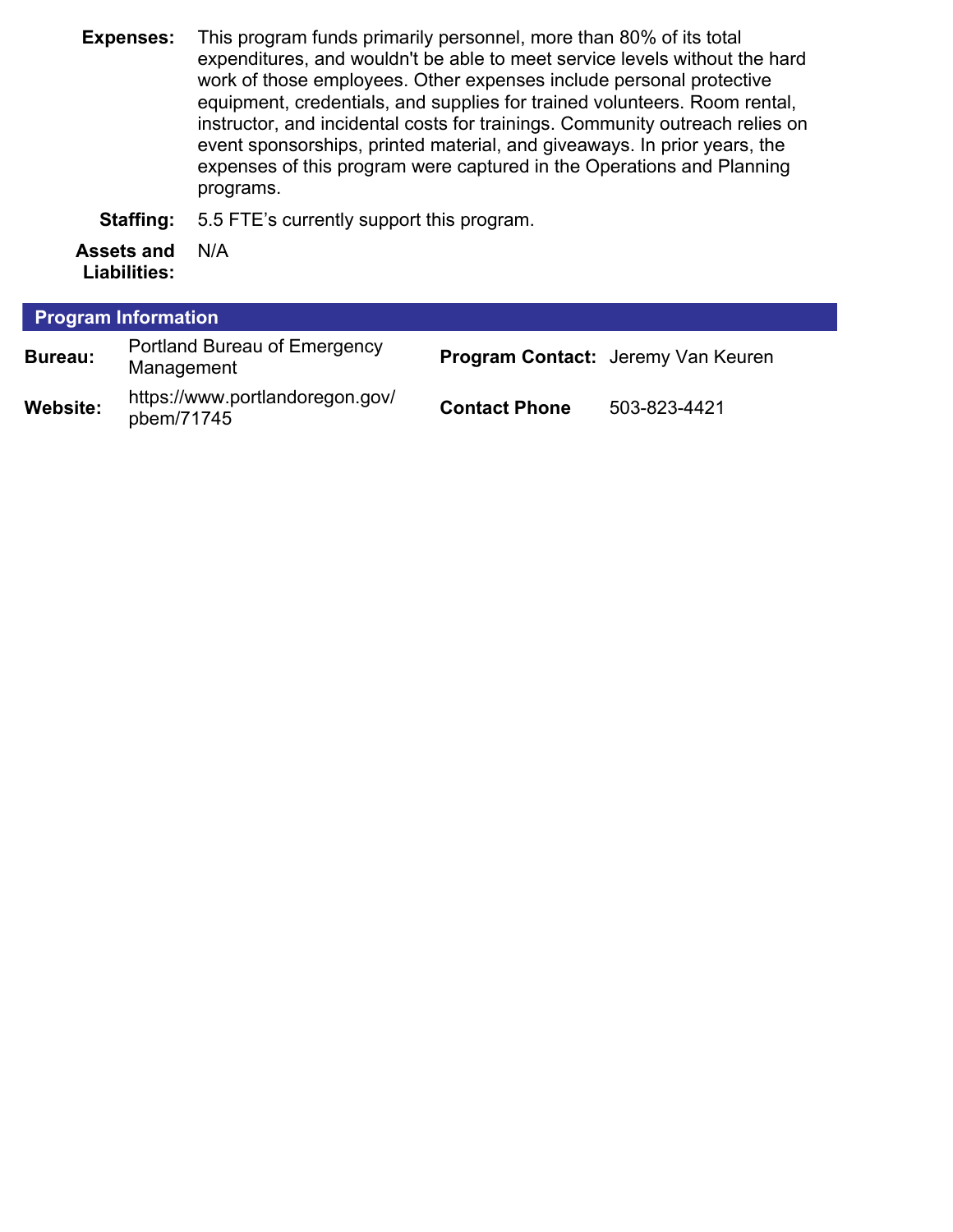**Expenses:** This program funds primarily personnel, more than 80% of its total expenditures, and wouldn't be able to meet service levels without the hard work of those employees. Other expenses include personal protective equipment, credentials, and supplies for trained volunteers. Room rental, instructor, and incidental costs for trainings. Community outreach relies on event sponsorships, printed material, and giveaways. In prior years, the expenses of this program were captured in the Operations and Planning programs.

**Staffing:** 5.5 FTE's currently support this program.

**Assets and Liabilities:** N/A

## Program Information

| | | | |
|---|---|---|---|
| **Bureau:** | Portland Bureau of Emergency Management | **Program Contact:** | Jeremy Van Keuren |
| **Website:** | https://www.portlandoregon.gov/pbem/71745 | **Contact Phone** | 503-823-4421 |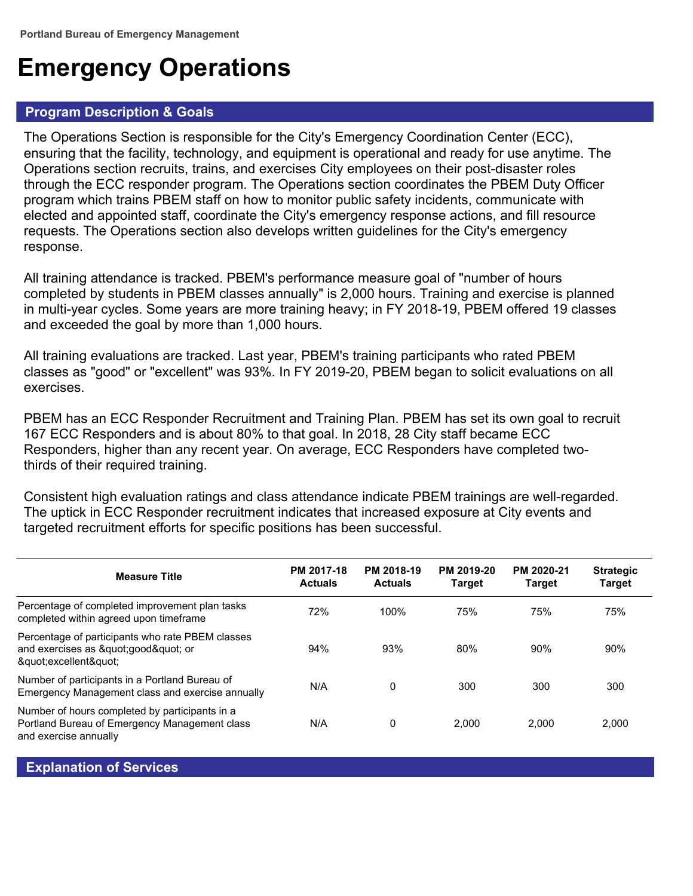Portland Bureau of Emergency Management

# Emergency Operations

## Program Description & Goals

The Operations Section is responsible for the City's Emergency Coordination Center (ECC), ensuring that the facility, technology, and equipment is operational and ready for use anytime. The Operations section recruits, trains, and exercises City employees on their post-disaster roles through the ECC responder program. The Operations section coordinates the PBEM Duty Officer program which trains PBEM staff on how to monitor public safety incidents, communicate with elected and appointed staff, coordinate the City's emergency response actions, and fill resource requests. The Operations section also develops written guidelines for the City's emergency response.

All training attendance is tracked. PBEM's performance measure goal of "number of hours completed by students in PBEM classes annually" is 2,000 hours. Training and exercise is planned in multi-year cycles. Some years are more training heavy; in FY 2018-19, PBEM offered 19 classes and exceeded the goal by more than 1,000 hours.

All training evaluations are tracked. Last year, PBEM's training participants who rated PBEM classes as "good" or "excellent" was 93%. In FY 2019-20, PBEM began to solicit evaluations on all exercises.

PBEM has an ECC Responder Recruitment and Training Plan. PBEM has set its own goal to recruit 167 ECC Responders and is about 80% to that goal. In 2018, 28 City staff became ECC Responders, higher than any recent year. On average, ECC Responders have completed two-thirds of their required training.

Consistent high evaluation ratings and class attendance indicate PBEM trainings are well-regarded. The uptick in ECC Responder recruitment indicates that increased exposure at City events and targeted recruitment efforts for specific positions has been successful.

| Measure Title | PM 2017-18 Actuals | PM 2018-19 Actuals | PM 2019-20 Target | PM 2020-21 Target | Strategic Target |
|---|---|---|---|---|---|
| Percentage of completed improvement plan tasks completed within agreed upon timeframe | 72% | 100% | 75% | 75% | 75% |
| Percentage of participants who rate PBEM classes and exercises as &quot;good&quot; or &quot;excellent&quot; | 94% | 93% | 80% | 90% | 90% |
| Number of participants in a Portland Bureau of Emergency Management class and exercise annually | N/A | 0 | 300 | 300 | 300 |
| Number of hours completed by participants in a Portland Bureau of Emergency Management class and exercise annually | N/A | 0 | 2,000 | 2,000 | 2,000 |

## Explanation of Services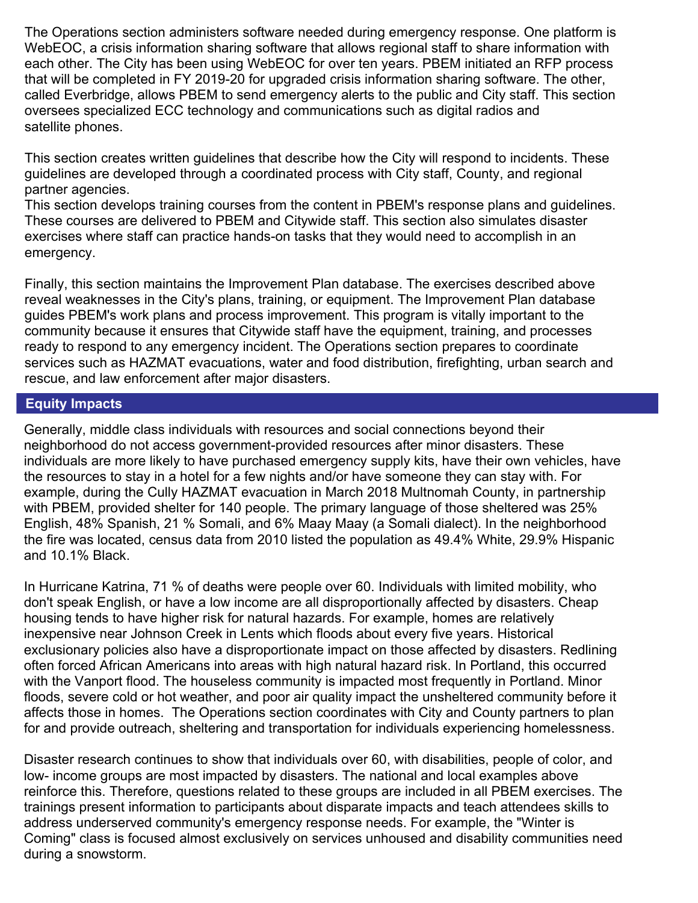The Operations section administers software needed during emergency response. One platform is WebEOC, a crisis information sharing software that allows regional staff to share information with each other. The City has been using WebEOC for over ten years. PBEM initiated an RFP process that will be completed in FY 2019-20 for upgraded crisis information sharing software. The other, called Everbridge, allows PBEM to send emergency alerts to the public and City staff. This section oversees specialized ECC technology and communications such as digital radios and satellite phones.

This section creates written guidelines that describe how the City will respond to incidents. These guidelines are developed through a coordinated process with City staff, County, and regional partner agencies.
This section develops training courses from the content in PBEM's response plans and guidelines. These courses are delivered to PBEM and Citywide staff. This section also simulates disaster exercises where staff can practice hands-on tasks that they would need to accomplish in an emergency.

Finally, this section maintains the Improvement Plan database. The exercises described above reveal weaknesses in the City's plans, training, or equipment. The Improvement Plan database guides PBEM's work plans and process improvement. This program is vitally important to the community because it ensures that Citywide staff have the equipment, training, and processes ready to respond to any emergency incident. The Operations section prepares to coordinate services such as HAZMAT evacuations, water and food distribution, firefighting, urban search and rescue, and law enforcement after major disasters.

## Equity Impacts

Generally, middle class individuals with resources and social connections beyond their neighborhood do not access government-provided resources after minor disasters. These individuals are more likely to have purchased emergency supply kits, have their own vehicles, have the resources to stay in a hotel for a few nights and/or have someone they can stay with. For example, during the Cully HAZMAT evacuation in March 2018 Multnomah County, in partnership with PBEM, provided shelter for 140 people. The primary language of those sheltered was 25% English, 48% Spanish, 21 % Somali, and 6% Maay Maay (a Somali dialect). In the neighborhood the fire was located, census data from 2010 listed the population as 49.4% White, 29.9% Hispanic and 10.1% Black.

In Hurricane Katrina, 71 % of deaths were people over 60. Individuals with limited mobility, who don't speak English, or have a low income are all disproportionally affected by disasters. Cheap housing tends to have higher risk for natural hazards. For example, homes are relatively inexpensive near Johnson Creek in Lents which floods about every five years. Historical exclusionary policies also have a disproportionate impact on those affected by disasters. Redlining often forced African Americans into areas with high natural hazard risk. In Portland, this occurred with the Vanport flood. The houseless community is impacted most frequently in Portland. Minor floods, severe cold or hot weather, and poor air quality impact the unsheltered community before it affects those in homes. The Operations section coordinates with City and County partners to plan for and provide outreach, sheltering and transportation for individuals experiencing homelessness.

Disaster research continues to show that individuals over 60, with disabilities, people of color, and low- income groups are most impacted by disasters. The national and local examples above reinforce this. Therefore, questions related to these groups are included in all PBEM exercises. The trainings present information to participants about disparate impacts and teach attendees skills to address underserved community's emergency response needs. For example, the "Winter is Coming" class is focused almost exclusively on services unhoused and disability communities need during a snowstorm.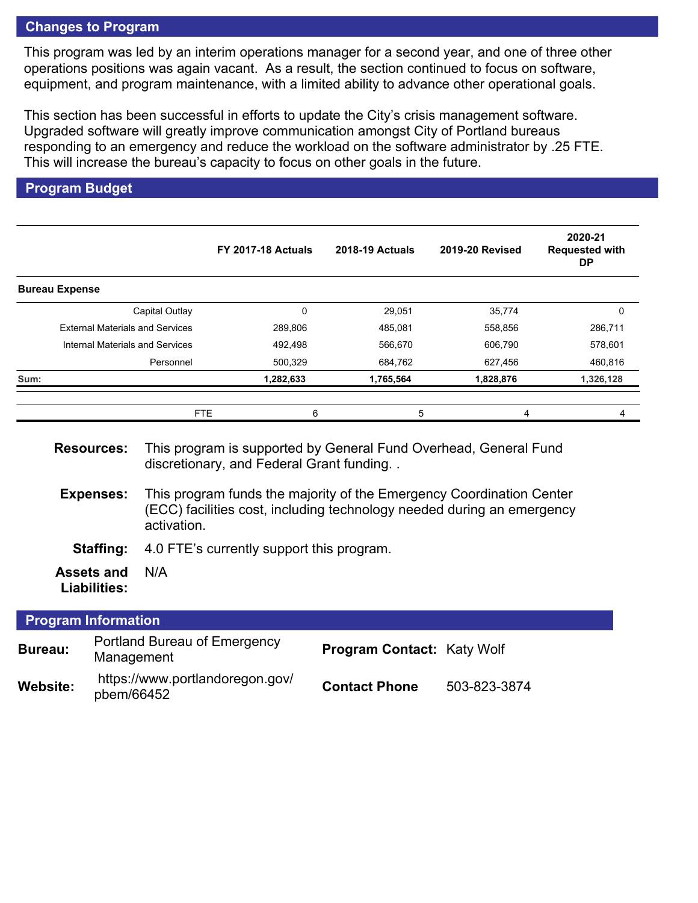## Changes to Program

This program was led by an interim operations manager for a second year, and one of three other operations positions was again vacant. As a result, the section continued to focus on software, equipment, and program maintenance, with a limited ability to advance other operational goals.

This section has been successful in efforts to update the City's crisis management software. Upgraded software will greatly improve communication amongst City of Portland bureaus responding to an emergency and reduce the workload on the software administrator by .25 FTE. This will increase the bureau's capacity to focus on other goals in the future.

## Program Budget

| | FY 2017-18 Actuals | 2018-19 Actuals | 2019-20 Revised | 2020-21 Requested with DP |
|---|---|---|---|---|
| **Bureau Expense** | | | | |
| Capital Outlay | 0 | 29,051 | 35,774 | 0 |
| External Materials and Services | 289,806 | 485,081 | 558,856 | 286,711 |
| Internal Materials and Services | 492,498 | 566,670 | 606,790 | 578,601 |
| Personnel | 500,329 | 684,762 | 627,456 | 460,816 |
| **Sum:** | **1,282,633** | **1,765,564** | **1,828,876** | **1,326,128** |
| FTE | 6 | 5 | 4 | 4 |

**Resources:** This program is supported by General Fund Overhead, General Fund discretionary, and Federal Grant funding. .

**Expenses:** This program funds the majority of the Emergency Coordination Center (ECC) facilities cost, including technology needed during an emergency activation.

**Staffing:** 4.0 FTE's currently support this program.

**Assets and Liabilities:** N/A

## Program Information

**Bureau:** Portland Bureau of Emergency Management

**Program Contact:** Katy Wolf

**Website:** https://www.portlandoregon.gov/pbem/66452

**Contact Phone** 503-823-3874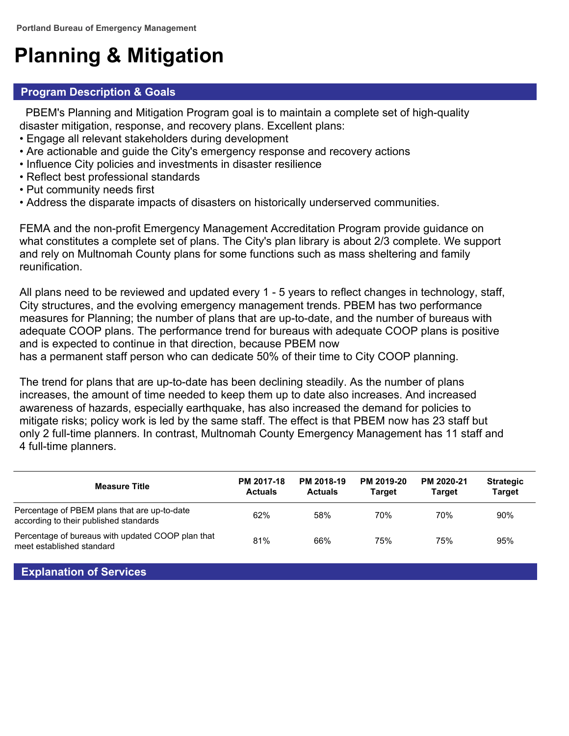Portland Bureau of Emergency Management

# Planning & Mitigation

## Program Description & Goals

PBEM's Planning and Mitigation Program goal is to maintain a complete set of high-quality disaster mitigation, response, and recovery plans. Excellent plans:

- Engage all relevant stakeholders during development
- Are actionable and guide the City's emergency response and recovery actions
- Influence City policies and investments in disaster resilience
- Reflect best professional standards
- Put community needs first
- Address the disparate impacts of disasters on historically underserved communities.

FEMA and the non-profit Emergency Management Accreditation Program provide guidance on what constitutes a complete set of plans. The City's plan library is about 2/3 complete. We support and rely on Multnomah County plans for some functions such as mass sheltering and family reunification.

All plans need to be reviewed and updated every 1 - 5 years to reflect changes in technology, staff, City structures, and the evolving emergency management trends. PBEM has two performance measures for Planning; the number of plans that are up-to-date, and the number of bureaus with adequate COOP plans. The performance trend for bureaus with adequate COOP plans is positive and is expected to continue in that direction, because PBEM now has a permanent staff person who can dedicate 50% of their time to City COOP planning.

The trend for plans that are up-to-date has been declining steadily. As the number of plans increases, the amount of time needed to keep them up to date also increases. And increased awareness of hazards, especially earthquake, has also increased the demand for policies to mitigate risks; policy work is led by the same staff. The effect is that PBEM now has 23 staff but only 2 full-time planners. In contrast, Multnomah County Emergency Management has 11 staff and 4 full-time planners.

| Measure Title | PM 2017-18 Actuals | PM 2018-19 Actuals | PM 2019-20 Target | PM 2020-21 Target | Strategic Target |
|---|---|---|---|---|---|
| Percentage of PBEM plans that are up-to-date according to their published standards | 62% | 58% | 70% | 70% | 90% |
| Percentage of bureaus with updated COOP plan that meet established standard | 81% | 66% | 75% | 75% | 95% |

## Explanation of Services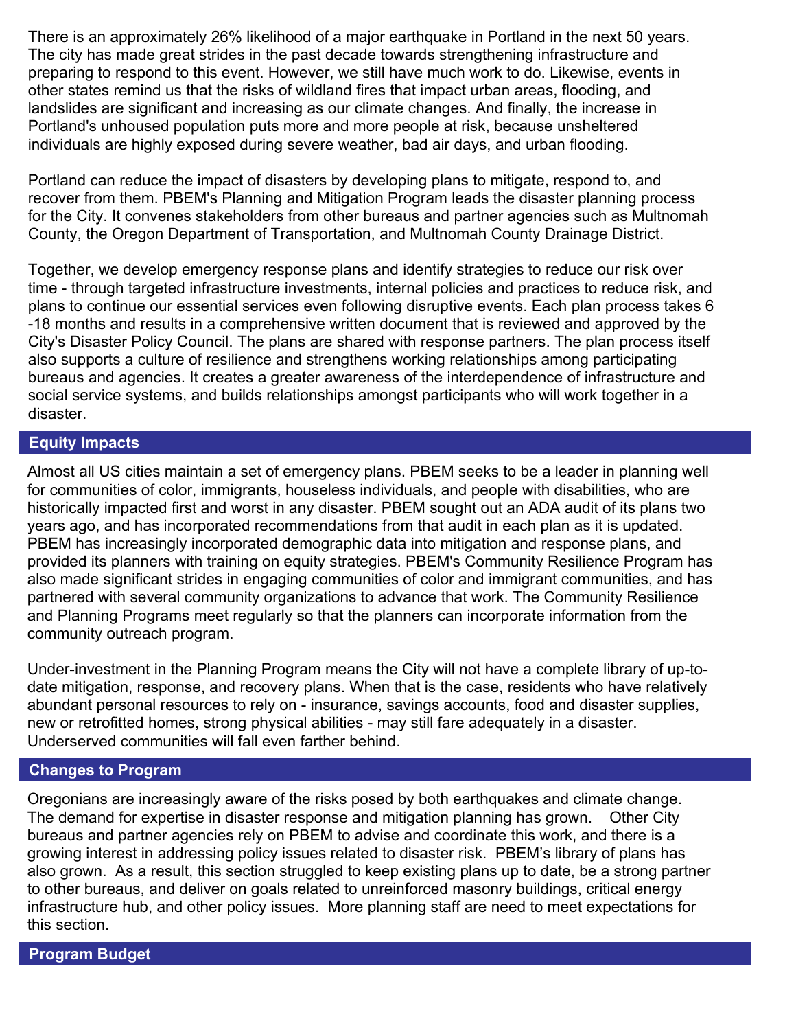There is an approximately 26% likelihood of a major earthquake in Portland in the next 50 years. The city has made great strides in the past decade towards strengthening infrastructure and preparing to respond to this event. However, we still have much work to do. Likewise, events in other states remind us that the risks of wildland fires that impact urban areas, flooding, and landslides are significant and increasing as our climate changes. And finally, the increase in Portland's unhoused population puts more and more people at risk, because unsheltered individuals are highly exposed during severe weather, bad air days, and urban flooding.

Portland can reduce the impact of disasters by developing plans to mitigate, respond to, and recover from them. PBEM's Planning and Mitigation Program leads the disaster planning process for the City. It convenes stakeholders from other bureaus and partner agencies such as Multnomah County, the Oregon Department of Transportation, and Multnomah County Drainage District.

Together, we develop emergency response plans and identify strategies to reduce our risk over time - through targeted infrastructure investments, internal policies and practices to reduce risk, and plans to continue our essential services even following disruptive events. Each plan process takes 6 -18 months and results in a comprehensive written document that is reviewed and approved by the City's Disaster Policy Council. The plans are shared with response partners. The plan process itself also supports a culture of resilience and strengthens working relationships among participating bureaus and agencies. It creates a greater awareness of the interdependence of infrastructure and social service systems, and builds relationships amongst participants who will work together in a disaster.

## Equity Impacts

Almost all US cities maintain a set of emergency plans. PBEM seeks to be a leader in planning well for communities of color, immigrants, houseless individuals, and people with disabilities, who are historically impacted first and worst in any disaster. PBEM sought out an ADA audit of its plans two years ago, and has incorporated recommendations from that audit in each plan as it is updated. PBEM has increasingly incorporated demographic data into mitigation and response plans, and provided its planners with training on equity strategies. PBEM's Community Resilience Program has also made significant strides in engaging communities of color and immigrant communities, and has partnered with several community organizations to advance that work. The Community Resilience and Planning Programs meet regularly so that the planners can incorporate information from the community outreach program.

Under-investment in the Planning Program means the City will not have a complete library of up-to-date mitigation, response, and recovery plans. When that is the case, residents who have relatively abundant personal resources to rely on - insurance, savings accounts, food and disaster supplies, new or retrofitted homes, strong physical abilities - may still fare adequately in a disaster. Underserved communities will fall even farther behind.

## Changes to Program

Oregonians are increasingly aware of the risks posed by both earthquakes and climate change. The demand for expertise in disaster response and mitigation planning has grown. Other City bureaus and partner agencies rely on PBEM to advise and coordinate this work, and there is a growing interest in addressing policy issues related to disaster risk. PBEM's library of plans has also grown. As a result, this section struggled to keep existing plans up to date, be a strong partner to other bureaus, and deliver on goals related to unreinforced masonry buildings, critical energy infrastructure hub, and other policy issues. More planning staff are need to meet expectations for this section.

## Program Budget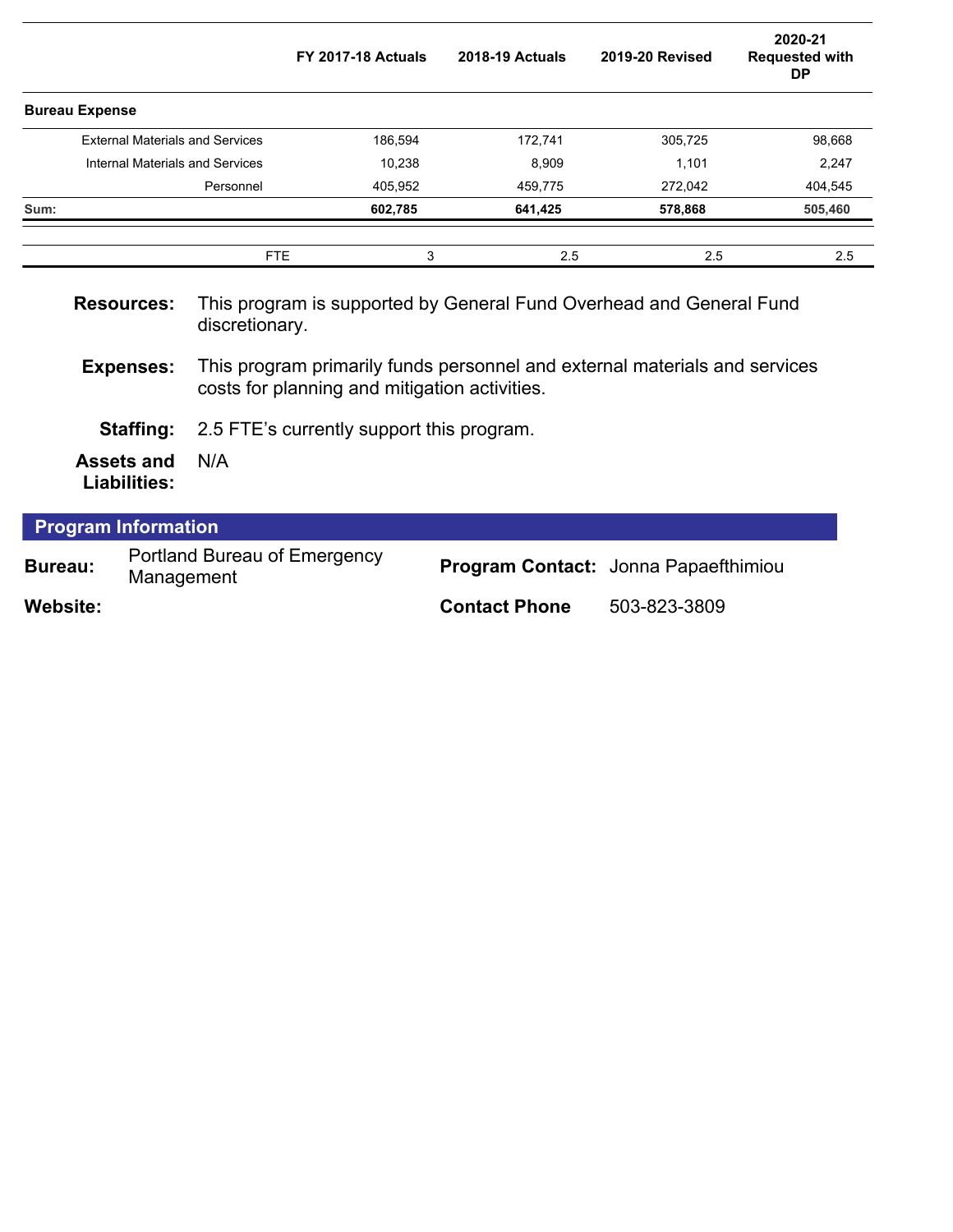| | FY 2017-18 Actuals | 2018-19 Actuals | 2019-20 Revised | 2020-21 Requested with DP |
|---|---|---|---|---|
| **Bureau Expense** | | | | |
| External Materials and Services | 186,594 | 172,741 | 305,725 | 98,668 |
| Internal Materials and Services | 10,238 | 8,909 | 1,101 | 2,247 |
| Personnel | 405,952 | 459,775 | 272,042 | 404,545 |
| **Sum:** | **602,785** | **641,425** | **578,868** | **505,460** |
| FTE | 3 | 2.5 | 2.5 | 2.5 |

**Resources:** This program is supported by General Fund Overhead and General Fund discretionary.

**Expenses:** This program primarily funds personnel and external materials and services costs for planning and mitigation activities.

**Staffing:** 2.5 FTE's currently support this program.

**Assets and Liabilities:** N/A

## Program Information

**Bureau:** Portland Bureau of Emergency Management

**Program Contact:** Jonna Papaefthimiou

**Website:**

**Contact Phone** 503-823-3809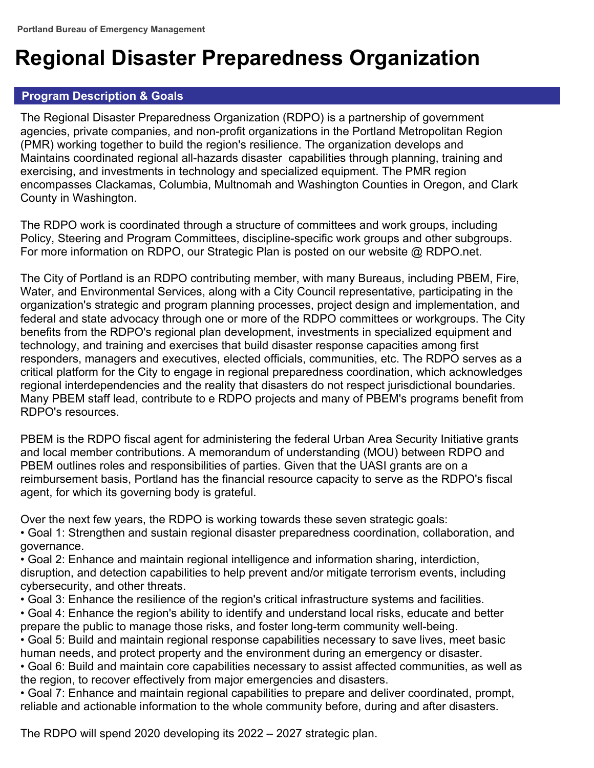Portland Bureau of Emergency Management

# Regional Disaster Preparedness Organization

## Program Description & Goals

The Regional Disaster Preparedness Organization (RDPO) is a partnership of government agencies, private companies, and non-profit organizations in the Portland Metropolitan Region (PMR) working together to build the region's resilience. The organization develops and Maintains coordinated regional all-hazards disaster capabilities through planning, training and exercising, and investments in technology and specialized equipment. The PMR region encompasses Clackamas, Columbia, Multnomah and Washington Counties in Oregon, and Clark County in Washington.

The RDPO work is coordinated through a structure of committees and work groups, including Policy, Steering and Program Committees, discipline-specific work groups and other subgroups. For more information on RDPO, our Strategic Plan is posted on our website @ RDPO.net.

The City of Portland is an RDPO contributing member, with many Bureaus, including PBEM, Fire, Water, and Environmental Services, along with a City Council representative, participating in the organization's strategic and program planning processes, project design and implementation, and federal and state advocacy through one or more of the RDPO committees or workgroups. The City benefits from the RDPO's regional plan development, investments in specialized equipment and technology, and training and exercises that build disaster response capacities among first responders, managers and executives, elected officials, communities, etc. The RDPO serves as a critical platform for the City to engage in regional preparedness coordination, which acknowledges regional interdependencies and the reality that disasters do not respect jurisdictional boundaries. Many PBEM staff lead, contribute to e RDPO projects and many of PBEM's programs benefit from RDPO's resources.

PBEM is the RDPO fiscal agent for administering the federal Urban Area Security Initiative grants and local member contributions. A memorandum of understanding (MOU) between RDPO and PBEM outlines roles and responsibilities of parties. Given that the UASI grants are on a reimbursement basis, Portland has the financial resource capacity to serve as the RDPO's fiscal agent, for which its governing body is grateful.

Over the next few years, the RDPO is working towards these seven strategic goals:

- Goal 1: Strengthen and sustain regional disaster preparedness coordination, collaboration, and governance.
- Goal 2: Enhance and maintain regional intelligence and information sharing, interdiction, disruption, and detection capabilities to help prevent and/or mitigate terrorism events, including cybersecurity, and other threats.
- Goal 3: Enhance the resilience of the region's critical infrastructure systems and facilities.
- Goal 4: Enhance the region's ability to identify and understand local risks, educate and better prepare the public to manage those risks, and foster long-term community well-being.
- Goal 5: Build and maintain regional response capabilities necessary to save lives, meet basic human needs, and protect property and the environment during an emergency or disaster.
- Goal 6: Build and maintain core capabilities necessary to assist affected communities, as well as the region, to recover effectively from major emergencies and disasters.
- Goal 7: Enhance and maintain regional capabilities to prepare and deliver coordinated, prompt, reliable and actionable information to the whole community before, during and after disasters.

The RDPO will spend 2020 developing its 2022 – 2027 strategic plan.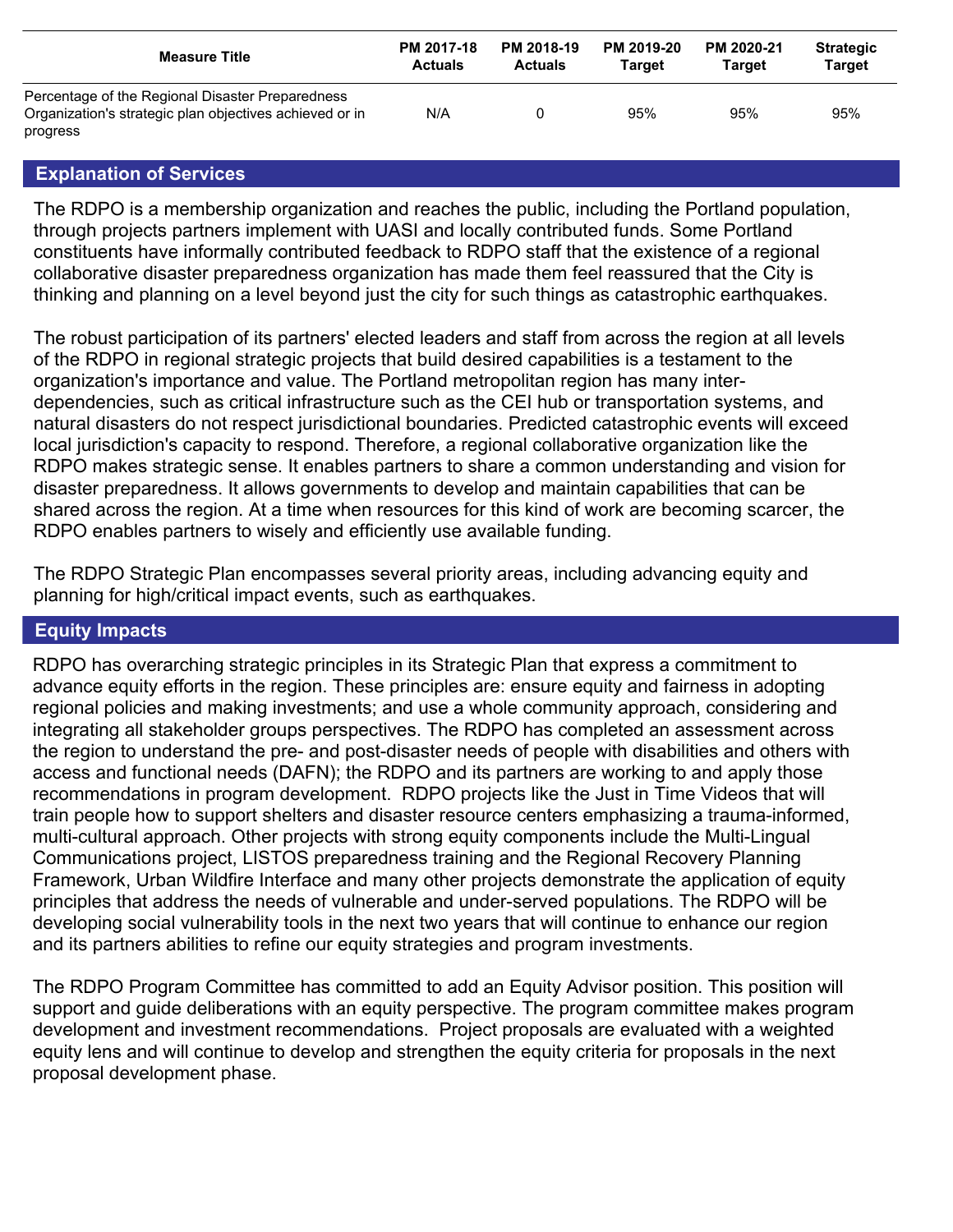| Measure Title | PM 2017-18 Actuals | PM 2018-19 Actuals | PM 2019-20 Target | PM 2020-21 Target | Strategic Target |
|---|---|---|---|---|---|
| Percentage of the Regional Disaster Preparedness Organization's strategic plan objectives achieved or in progress | N/A | 0 | 95% | 95% | 95% |

## Explanation of Services

The RDPO is a membership organization and reaches the public, including the Portland population, through projects partners implement with UASI and locally contributed funds. Some Portland constituents have informally contributed feedback to RDPO staff that the existence of a regional collaborative disaster preparedness organization has made them feel reassured that the City is thinking and planning on a level beyond just the city for such things as catastrophic earthquakes.

The robust participation of its partners' elected leaders and staff from across the region at all levels of the RDPO in regional strategic projects that build desired capabilities is a testament to the organization's importance and value. The Portland metropolitan region has many inter-dependencies, such as critical infrastructure such as the CEI hub or transportation systems, and natural disasters do not respect jurisdictional boundaries. Predicted catastrophic events will exceed local jurisdiction's capacity to respond. Therefore, a regional collaborative organization like the RDPO makes strategic sense. It enables partners to share a common understanding and vision for disaster preparedness. It allows governments to develop and maintain capabilities that can be shared across the region. At a time when resources for this kind of work are becoming scarcer, the RDPO enables partners to wisely and efficiently use available funding.

The RDPO Strategic Plan encompasses several priority areas, including advancing equity and planning for high/critical impact events, such as earthquakes.

## Equity Impacts

RDPO has overarching strategic principles in its Strategic Plan that express a commitment to advance equity efforts in the region. These principles are: ensure equity and fairness in adopting regional policies and making investments; and use a whole community approach, considering and integrating all stakeholder groups perspectives. The RDPO has completed an assessment across the region to understand the pre- and post-disaster needs of people with disabilities and others with access and functional needs (DAFN); the RDPO and its partners are working to and apply those recommendations in program development. RDPO projects like the Just in Time Videos that will train people how to support shelters and disaster resource centers emphasizing a trauma-informed, multi-cultural approach. Other projects with strong equity components include the Multi-Lingual Communications project, LISTOS preparedness training and the Regional Recovery Planning Framework, Urban Wildfire Interface and many other projects demonstrate the application of equity principles that address the needs of vulnerable and under-served populations. The RDPO will be developing social vulnerability tools in the next two years that will continue to enhance our region and its partners abilities to refine our equity strategies and program investments.

The RDPO Program Committee has committed to add an Equity Advisor position. This position will support and guide deliberations with an equity perspective. The program committee makes program development and investment recommendations. Project proposals are evaluated with a weighted equity lens and will continue to develop and strengthen the equity criteria for proposals in the next proposal development phase.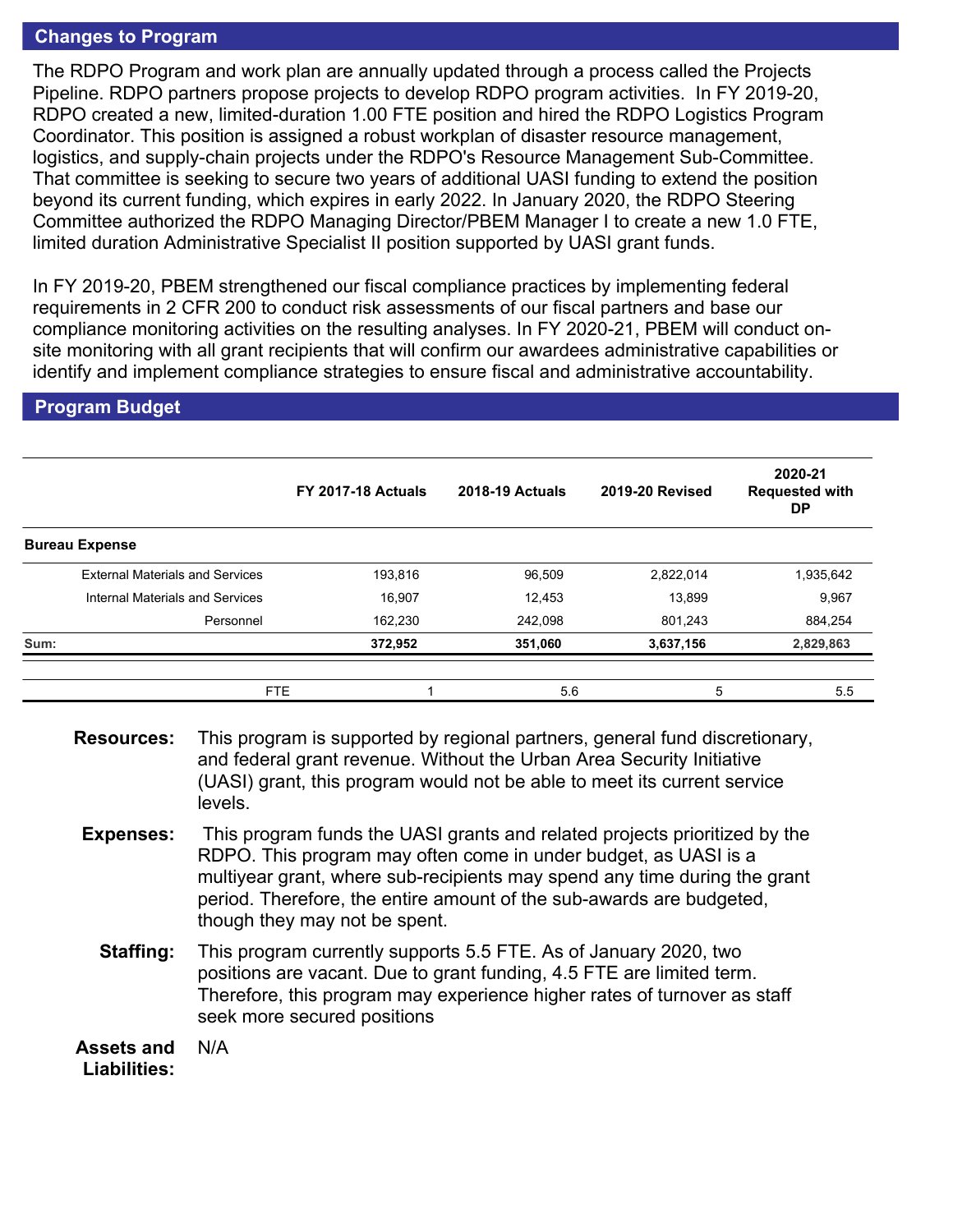## Changes to Program

The RDPO Program and work plan are annually updated through a process called the Projects Pipeline. RDPO partners propose projects to develop RDPO program activities. In FY 2019-20, RDPO created a new, limited-duration 1.00 FTE position and hired the RDPO Logistics Program Coordinator. This position is assigned a robust workplan of disaster resource management, logistics, and supply-chain projects under the RDPO's Resource Management Sub-Committee. That committee is seeking to secure two years of additional UASI funding to extend the position beyond its current funding, which expires in early 2022. In January 2020, the RDPO Steering Committee authorized the RDPO Managing Director/PBEM Manager I to create a new 1.0 FTE, limited duration Administrative Specialist II position supported by UASI grant funds.

In FY 2019-20, PBEM strengthened our fiscal compliance practices by implementing federal requirements in 2 CFR 200 to conduct risk assessments of our fiscal partners and base our compliance monitoring activities on the resulting analyses. In FY 2020-21, PBEM will conduct on-site monitoring with all grant recipients that will confirm our awardees administrative capabilities or identify and implement compliance strategies to ensure fiscal and administrative accountability.

## Program Budget

| | FY 2017-18 Actuals | 2018-19 Actuals | 2019-20 Revised | 2020-21 Requested with DP |
|---|---|---|---|---|
| **Bureau Expense** | | | | |
| External Materials and Services | 193,816 | 96,509 | 2,822,014 | 1,935,642 |
| Internal Materials and Services | 16,907 | 12,453 | 13,899 | 9,967 |
| Personnel | 162,230 | 242,098 | 801,243 | 884,254 |
| **Sum:** | **372,952** | **351,060** | **3,637,156** | **2,829,863** |
| FTE | 1 | 5.6 | 5 | 5.5 |

**Resources:** This program is supported by regional partners, general fund discretionary, and federal grant revenue. Without the Urban Area Security Initiative (UASI) grant, this program would not be able to meet its current service levels.

**Expenses:** This program funds the UASI grants and related projects prioritized by the RDPO. This program may often come in under budget, as UASI is a multiyear grant, where sub-recipients may spend any time during the grant period. Therefore, the entire amount of the sub-awards are budgeted, though they may not be spent.

**Staffing:** This program currently supports 5.5 FTE. As of January 2020, two positions are vacant. Due to grant funding, 4.5 FTE are limited term. Therefore, this program may experience higher rates of turnover as staff seek more secured positions

**Assets and Liabilities:** N/A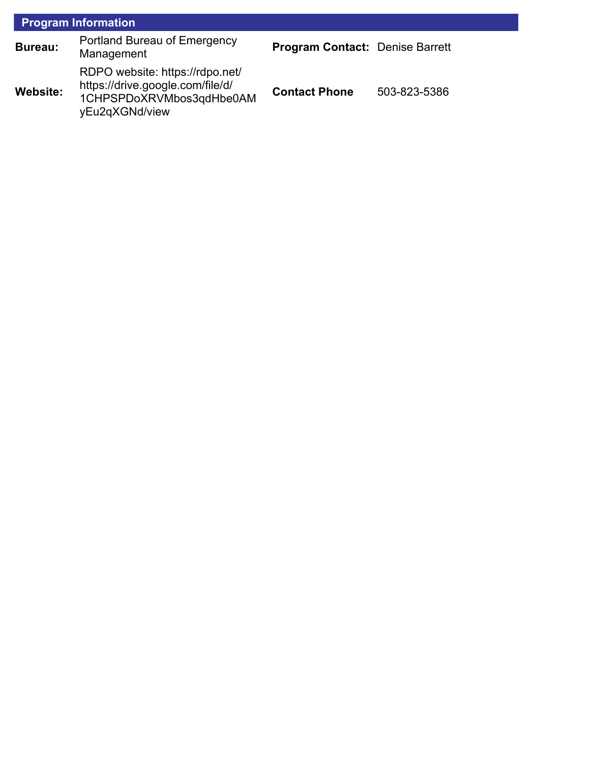## Program Information

| Bureau: | Portland Bureau of Emergency Management | Program Contact: | Denise Barrett |
|---|---|---|---|
| Website: | RDPO website: https://rdpo.net/ https://drive.google.com/file/d/1CHPSPDoXRVMbos3qdHbe0AMyEu2qXGNd/view | Contact Phone | 503-823-5386 |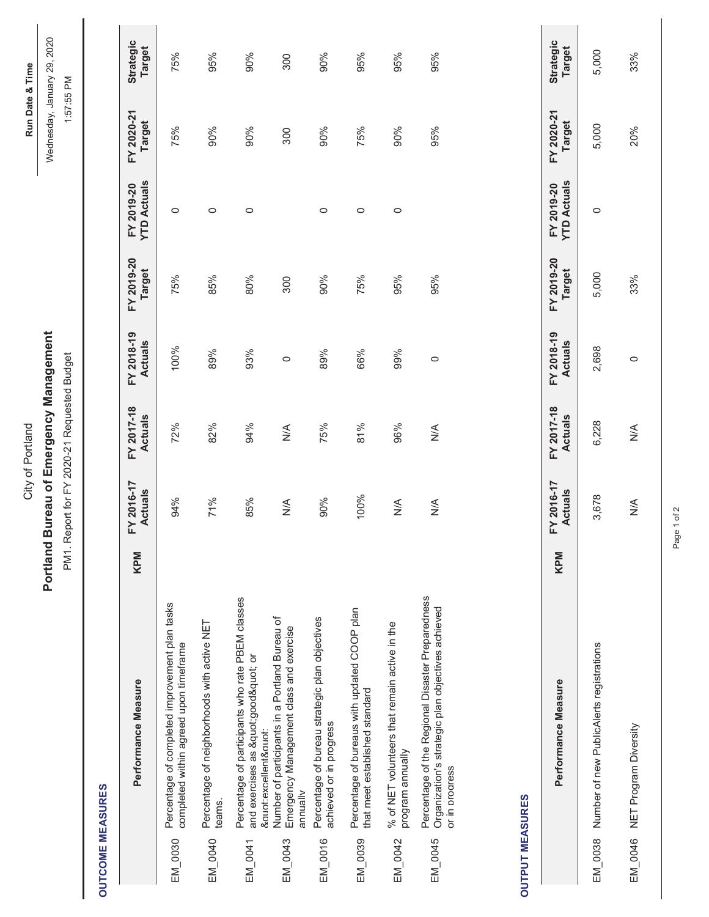City of Portland

# Portland Bureau of Emergency Management

PM1. Report for FY 2020-21 Requested Budget

Run Date & Time

Wednesday, January 29, 2020

1:57:55 PM

## OUTCOME MEASURES

| KPM | Performance Measure | FY 2016-17 Actuals | FY 2017-18 Actuals | FY 2018-19 Actuals | FY 2019-20 Target | FY 2019-20 YTD Actuals | FY 2020-21 Target | Strategic Target |
|---|---|---|---|---|---|---|---|---|
| EM_0030 | Percentage of completed improvement plan tasks completed within agreed upon timeframe | 94% | 72% | 100% | 75% | 0 | 75% | 75% |
| EM_0040 | Percentage of neighborhoods with active NET teams. | 71% | 82% | 89% | 85% | 0 | 90% | 95% |
| EM_0041 | Percentage of participants who rate PBEM classes and exercises as &quot;good&quot; or &quot;excellent&quot; | 85% | 94% | 93% | 80% | 0 | 90% | 90% |
| EM_0043 | Number of participants in a Portland Bureau of Emergency Management class and exercise annually | N/A | N/A | 0 | 300 | | 300 | 300 |
| EM_0016 | Percentage of bureau strategic plan objectives achieved or in progress | 90% | 75% | 89% | 90% | 0 | 90% | 90% |
| EM_0039 | Percentage of bureaus with updated COOP plan that meet established standard | 100% | 81% | 66% | 75% | 0 | 75% | 95% |
| EM_0042 | % of NET volunteers that remain active in the program annually | N/A | 96% | 99% | 95% | 0 | 90% | 95% |
| EM_0045 | Percentage of the Regional Disaster Preparedness Organization's strategic plan objectives achieved or in progress | N/A | N/A | 0 | 95% | | 95% | 95% |

## OUTPUT MEASURES

| KPM | Performance Measure | FY 2016-17 Actuals | FY 2017-18 Actuals | FY 2018-19 Actuals | FY 2019-20 Target | FY 2019-20 YTD Actuals | FY 2020-21 Target | Strategic Target |
|---|---|---|---|---|---|---|---|---|
| EM_0038 | Number of new PublicAlerts registrations | 3,678 | 6,228 | 2,698 | 5,000 | 0 | 5,000 | 5,000 |
| EM_0046 | NET Program Diversity | N/A | N/A | 0 | 33% | | 20% | 33% |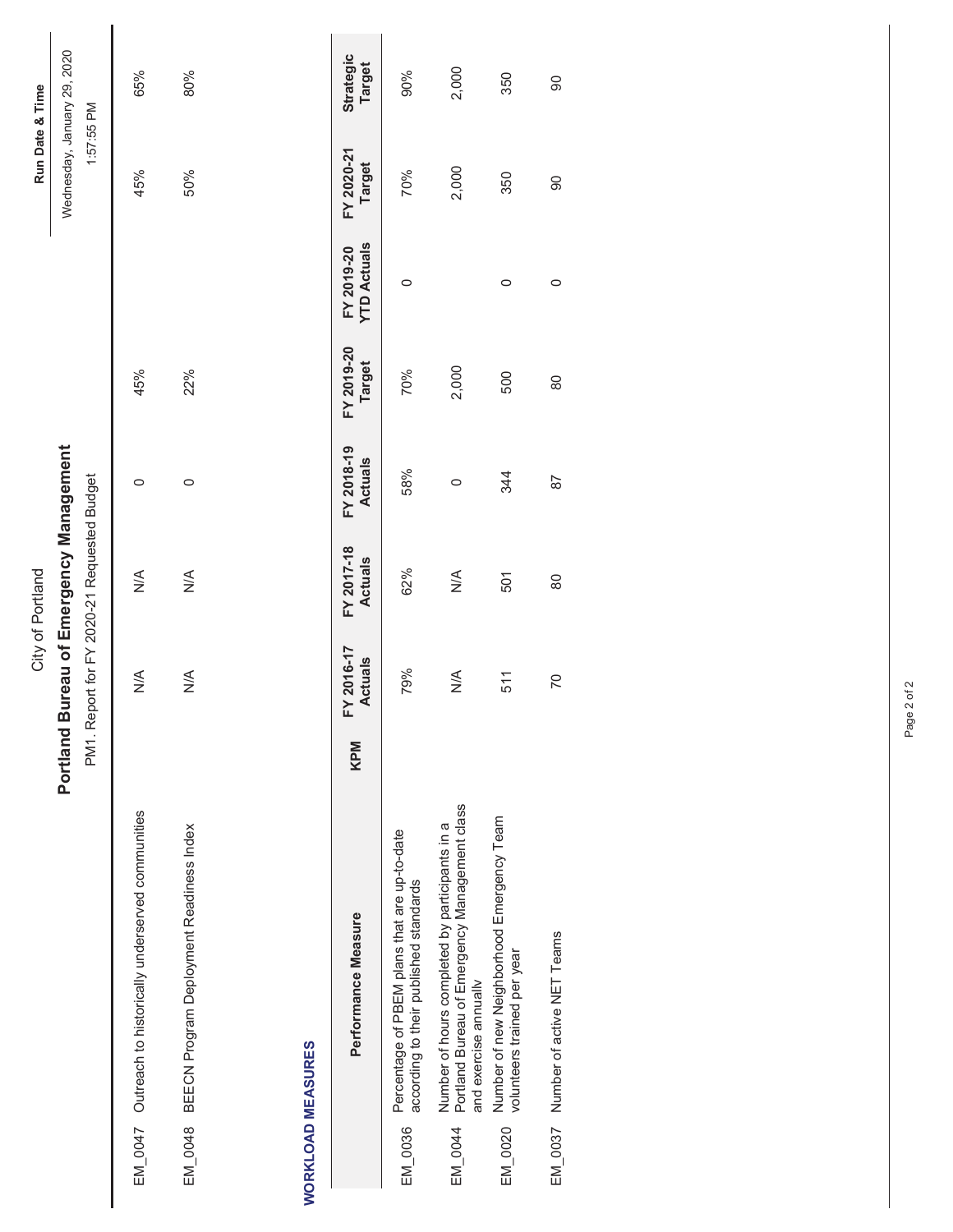City of Portland

# Portland Bureau of Emergency Management

PM1. Report for FY 2020-21 Requested Budget

Run Date & Time

Wednesday, January 29, 2020

1:57:55 PM

| KPM | Performance Measure | FY 2016-17 Actuals | FY 2017-18 Actuals | FY 2018-19 Actuals | FY 2019-20 Target | FY 2019-20 YTD Actuals | FY 2020-21 Target | Strategic Target |
|---|---|---|---|---|---|---|---|---|
| EM_0047 | Outreach to historically underserved communities | N/A | N/A | 0 | 45% | | 45% | 65% |
| EM_0048 | BEECN Program Deployment Readiness Index | N/A | N/A | 0 | 22% | | 50% | 80% |

## WORKLOAD MEASURES

| KPM | Performance Measure | FY 2016-17 Actuals | FY 2017-18 Actuals | FY 2018-19 Actuals | FY 2019-20 Target | FY 2019-20 YTD Actuals | FY 2020-21 Target | Strategic Target |
|---|---|---|---|---|---|---|---|---|
| EM_0036 | Percentage of PBEM plans that are up-to-date according to their published standards | 79% | 62% | 58% | 70% | 0 | 70% | 90% |
| EM_0044 | Number of hours completed by participants in a Portland Bureau of Emergency Management class and exercise annually | N/A | N/A | 0 | 2,000 | | 2,000 | 2,000 |
| EM_0020 | Number of new Neighborhood Emergency Team volunteers trained per year | 511 | 501 | 344 | 500 | 0 | 350 | 350 |
| EM_0037 | Number of active NET Teams | 70 | 80 | 87 | 80 | 0 | 90 | 90 |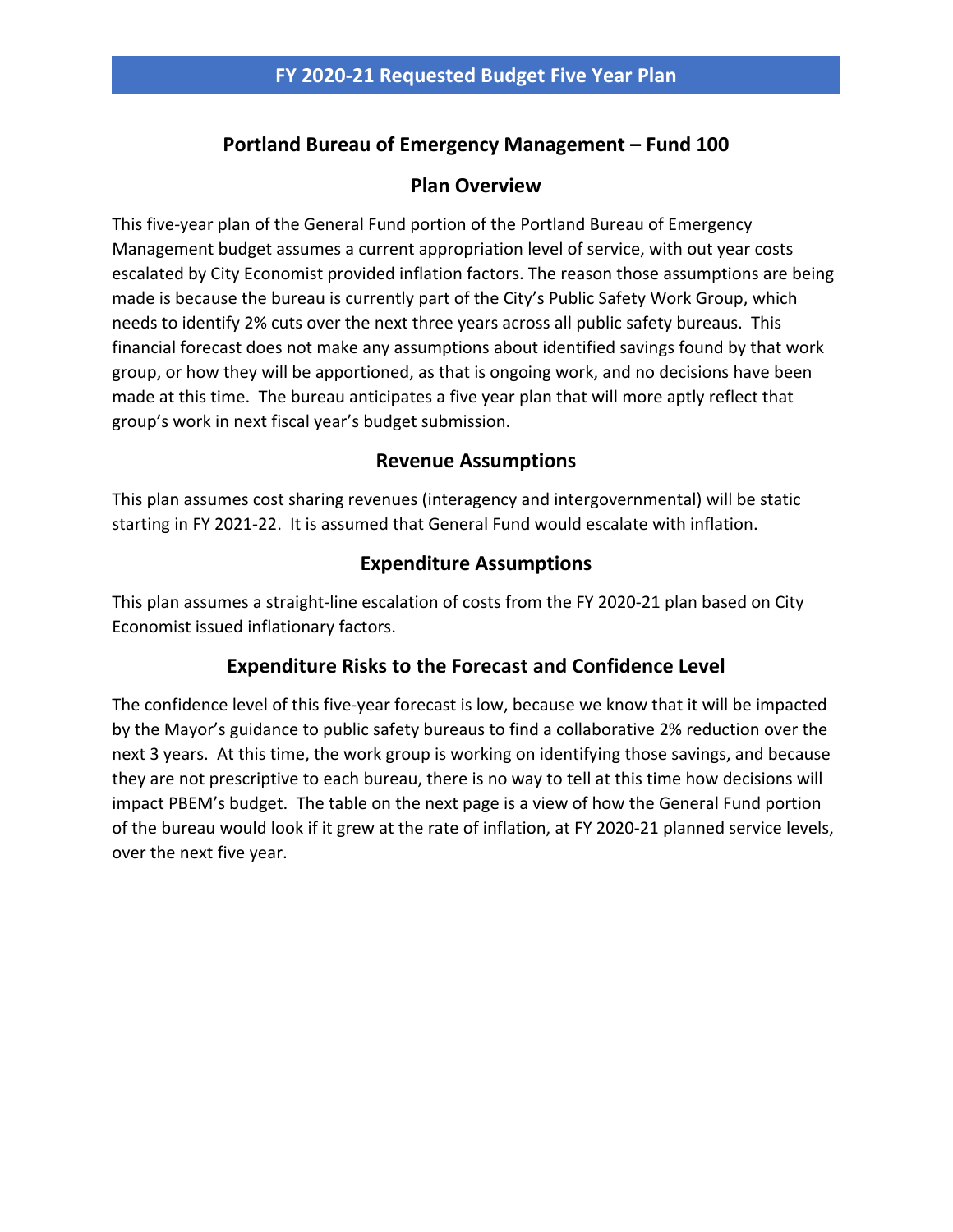# FY 2020-21 Requested Budget Five Year Plan

## Portland Bureau of Emergency Management – Fund 100

### Plan Overview

This five-year plan of the General Fund portion of the Portland Bureau of Emergency Management budget assumes a current appropriation level of service, with out year costs escalated by City Economist provided inflation factors. The reason those assumptions are being made is because the bureau is currently part of the City's Public Safety Work Group, which needs to identify 2% cuts over the next three years across all public safety bureaus. This financial forecast does not make any assumptions about identified savings found by that work group, or how they will be apportioned, as that is ongoing work, and no decisions have been made at this time. The bureau anticipates a five year plan that will more aptly reflect that group's work in next fiscal year's budget submission.

### Revenue Assumptions

This plan assumes cost sharing revenues (interagency and intergovernmental) will be static starting in FY 2021-22. It is assumed that General Fund would escalate with inflation.

### Expenditure Assumptions

This plan assumes a straight-line escalation of costs from the FY 2020-21 plan based on City Economist issued inflationary factors.

### Expenditure Risks to the Forecast and Confidence Level

The confidence level of this five-year forecast is low, because we know that it will be impacted by the Mayor's guidance to public safety bureaus to find a collaborative 2% reduction over the next 3 years. At this time, the work group is working on identifying those savings, and because they are not prescriptive to each bureau, there is no way to tell at this time how decisions will impact PBEM's budget. The table on the next page is a view of how the General Fund portion of the bureau would look if it grew at the rate of inflation, at FY 2020-21 planned service levels, over the next five year.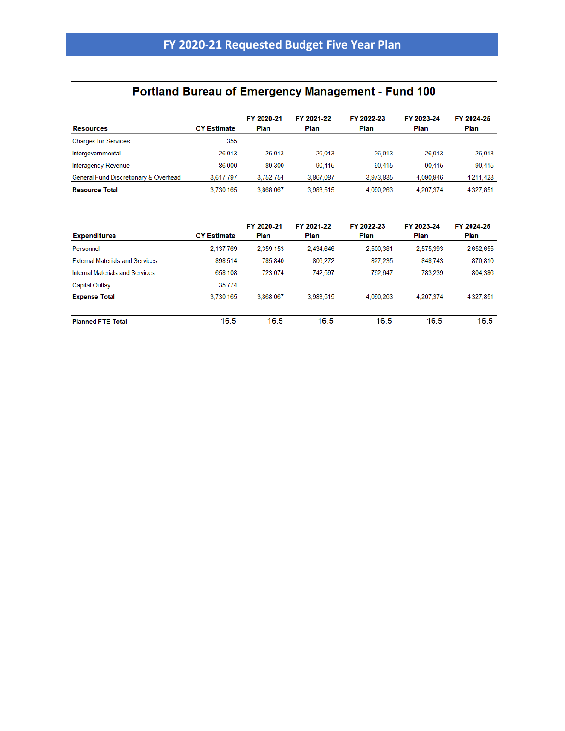# FY 2020-21 Requested Budget Five Year Plan

## Portland Bureau of Emergency Management - Fund 100

| Resources | CY Estimate | FY 2020-21 Plan | FY 2021-22 Plan | FY 2022-23 Plan | FY 2023-24 Plan | FY 2024-25 Plan |
|---|---|---|---|---|---|---|
| Charges for Services | 355 | - | - | - | - | - |
| Intergovernmental | 26,013 | 26,013 | 26,013 | 26,013 | 26,013 | 26,013 |
| Interagency Revenue | 86,000 | 89,300 | 90,415 | 90,415 | 90,415 | 90,415 |
| General Fund Discretionary & Overhead | 3,617,797 | 3,752,754 | 3,867,087 | 3,973,835 | 4,090,946 | 4,211,423 |
| **Resource Total** | 3,730,165 | 3,868,067 | 3,983,515 | 4,090,263 | 4,207,374 | 4,327,851 |

| Expenditures | CY Estimate | FY 2020-21 Plan | FY 2021-22 Plan | FY 2022-23 Plan | FY 2023-24 Plan | FY 2024-25 Plan |
|---|---|---|---|---|---|---|
| Personnel | 2,137,769 | 2,359,153 | 2,434,646 | 2,500,381 | 2,575,393 | 2,652,655 |
| External Materials and Services | 898,514 | 785,840 | 806,272 | 827,235 | 848,743 | 870,810 |
| Internal Materials and Services | 658,108 | 723,074 | 742,597 | 762,647 | 783,239 | 804,386 |
| Capital Outlay | 35,774 | - | - | - | - | - |
| **Expense Total** | 3,730,165 | 3,868,067 | 3,983,515 | 4,090,263 | 4,207,374 | 4,327,851 |
| | | | | | | |
| **Planned FTE Total** | 16.5 | 16.5 | 16.5 | 16.5 | 16.5 | 16.5 |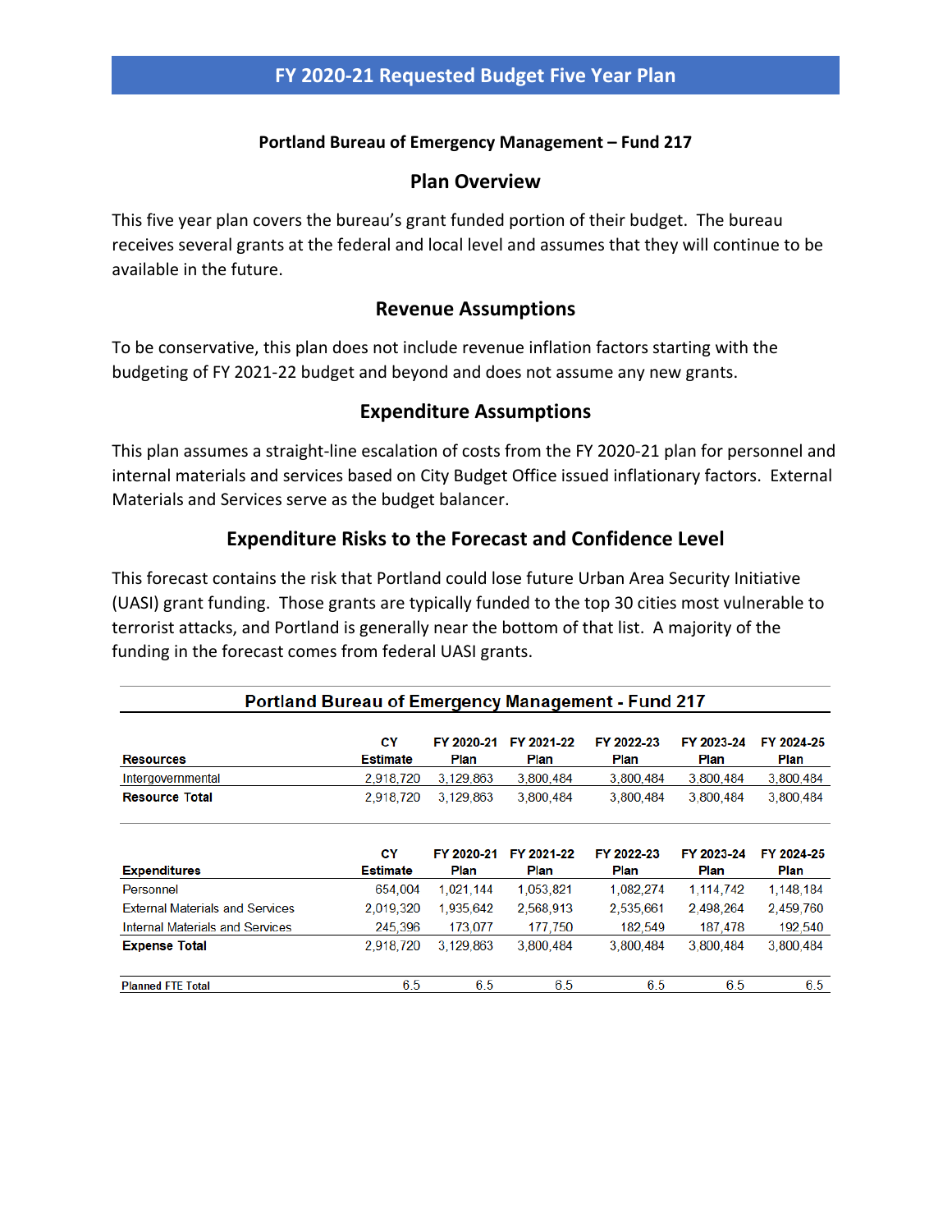# FY 2020-21 Requested Budget Five Year Plan

**Portland Bureau of Emergency Management – Fund 217**

## Plan Overview

This five year plan covers the bureau's grant funded portion of their budget. The bureau receives several grants at the federal and local level and assumes that they will continue to be available in the future.

## Revenue Assumptions

To be conservative, this plan does not include revenue inflation factors starting with the budgeting of FY 2021-22 budget and beyond and does not assume any new grants.

## Expenditure Assumptions

This plan assumes a straight-line escalation of costs from the FY 2020-21 plan for personnel and internal materials and services based on City Budget Office issued inflationary factors. External Materials and Services serve as the budget balancer.

## Expenditure Risks to the Forecast and Confidence Level

This forecast contains the risk that Portland could lose future Urban Area Security Initiative (UASI) grant funding. Those grants are typically funded to the top 30 cities most vulnerable to terrorist attacks, and Portland is generally near the bottom of that list. A majority of the funding in the forecast comes from federal UASI grants.

**Portland Bureau of Emergency Management - Fund 217**

| Resources | CY Estimate | FY 2020-21 Plan | FY 2021-22 Plan | FY 2022-23 Plan | FY 2023-24 Plan | FY 2024-25 Plan |
|---|---|---|---|---|---|---|
| Intergovernmental | 2,918,720 | 3,129,863 | 3,800,484 | 3,800,484 | 3,800,484 | 3,800,484 |
| **Resource Total** | 2,918,720 | 3,129,863 | 3,800,484 | 3,800,484 | 3,800,484 | 3,800,484 |

| Expenditures | CY Estimate | FY 2020-21 Plan | FY 2021-22 Plan | FY 2022-23 Plan | FY 2023-24 Plan | FY 2024-25 Plan |
|---|---|---|---|---|---|---|
| Personnel | 654,004 | 1,021,144 | 1,053,821 | 1,082,274 | 1,114,742 | 1,148,184 |
| External Materials and Services | 2,019,320 | 1,935,642 | 2,568,913 | 2,535,661 | 2,498,264 | 2,459,760 |
| Internal Materials and Services | 245,396 | 173,077 | 177,750 | 182,549 | 187,478 | 192,540 |
| **Expense Total** | 2,918,720 | 3,129,863 | 3,800,484 | 3,800,484 | 3,800,484 | 3,800,484 |
| **Planned FTE Total** | 6.5 | 6.5 | 6.5 | 6.5 | 6.5 | 6.5 |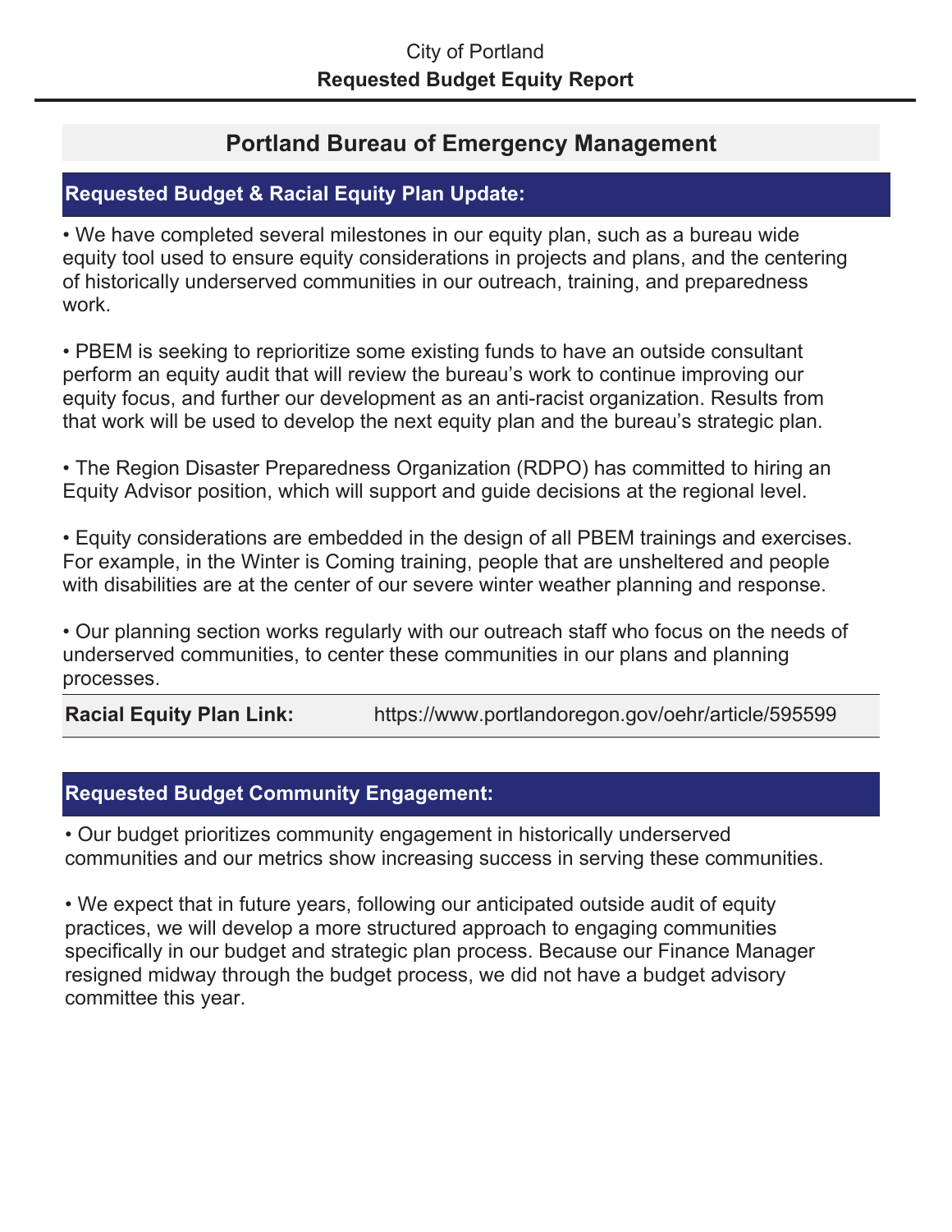City of Portland

**Requested Budget Equity Report**

## Portland Bureau of Emergency Management

### Requested Budget & Racial Equity Plan Update:

- We have completed several milestones in our equity plan, such as a bureau wide equity tool used to ensure equity considerations in projects and plans, and the centering of historically underserved communities in our outreach, training, and preparedness work.

- PBEM is seeking to reprioritize some existing funds to have an outside consultant perform an equity audit that will review the bureau's work to continue improving our equity focus, and further our development as an anti-racist organization. Results from that work will be used to develop the next equity plan and the bureau's strategic plan.

- The Region Disaster Preparedness Organization (RDPO) has committed to hiring an Equity Advisor position, which will support and guide decisions at the regional level.

- Equity considerations are embedded in the design of all PBEM trainings and exercises. For example, in the Winter is Coming training, people that are unsheltered and people with disabilities are at the center of our severe winter weather planning and response.

- Our planning section works regularly with our outreach staff who focus on the needs of underserved communities, to center these communities in our plans and planning processes.

**Racial Equity Plan Link:** https://www.portlandoregon.gov/oehr/article/595599

### Requested Budget Community Engagement:

- Our budget prioritizes community engagement in historically underserved communities and our metrics show increasing success in serving these communities.

- We expect that in future years, following our anticipated outside audit of equity practices, we will develop a more structured approach to engaging communities specifically in our budget and strategic plan process. Because our Finance Manager resigned midway through the budget process, we did not have a budget advisory committee this year.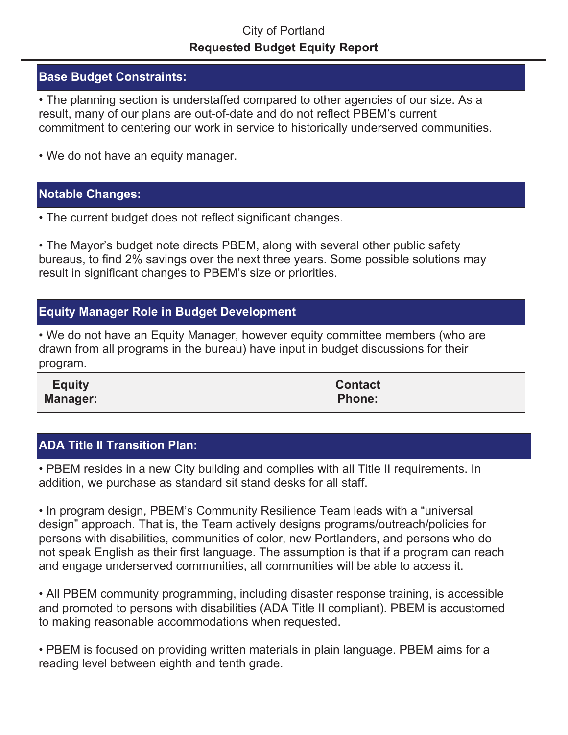City of Portland

**Requested Budget Equity Report**

## Base Budget Constraints:

• The planning section is understaffed compared to other agencies of our size. As a result, many of our plans are out-of-date and do not reflect PBEM's current commitment to centering our work in service to historically underserved communities.

• We do not have an equity manager.

## Notable Changes:

• The current budget does not reflect significant changes.

• The Mayor's budget note directs PBEM, along with several other public safety bureaus, to find 2% savings over the next three years. Some possible solutions may result in significant changes to PBEM's size or priorities.

## Equity Manager Role in Budget Development

• We do not have an Equity Manager, however equity committee members (who are drawn from all programs in the bureau) have input in budget discussions for their program.

| Equity Manager: | | Contact Phone: | |
|---|---|---|---|

## ADA Title II Transition Plan:

• PBEM resides in a new City building and complies with all Title II requirements. In addition, we purchase as standard sit stand desks for all staff.

• In program design, PBEM's Community Resilience Team leads with a "universal design" approach. That is, the Team actively designs programs/outreach/policies for persons with disabilities, communities of color, new Portlanders, and persons who do not speak English as their first language. The assumption is that if a program can reach and engage underserved communities, all communities will be able to access it.

• All PBEM community programming, including disaster response training, is accessible and promoted to persons with disabilities (ADA Title II compliant). PBEM is accustomed to making reasonable accommodations when requested.

• PBEM is focused on providing written materials in plain language. PBEM aims for a reading level between eighth and tenth grade.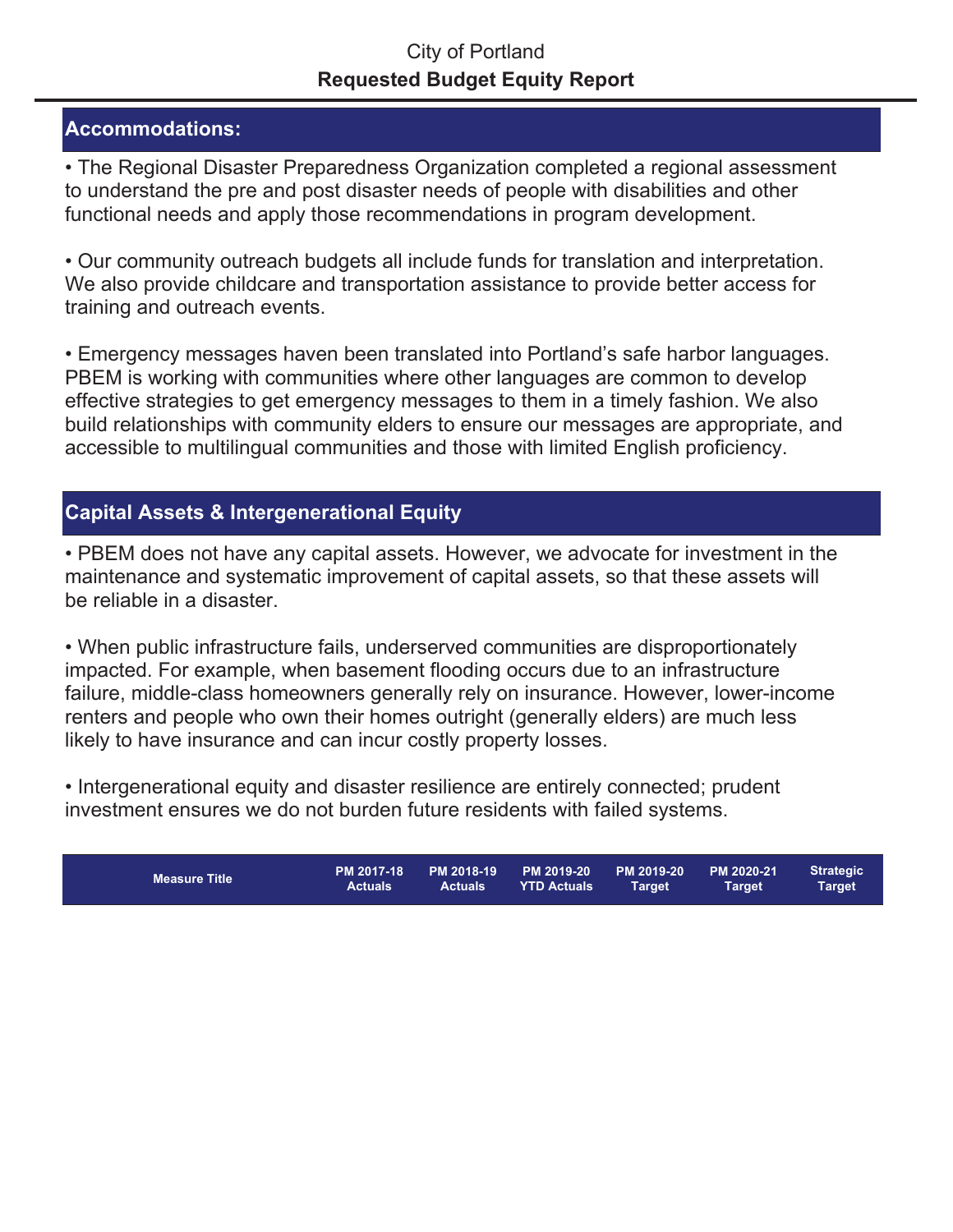City of Portland

**Requested Budget Equity Report**

## Accommodations:

• The Regional Disaster Preparedness Organization completed a regional assessment to understand the pre and post disaster needs of people with disabilities and other functional needs and apply those recommendations in program development.

• Our community outreach budgets all include funds for translation and interpretation. We also provide childcare and transportation assistance to provide better access for training and outreach events.

• Emergency messages haven been translated into Portland's safe harbor languages. PBEM is working with communities where other languages are common to develop effective strategies to get emergency messages to them in a timely fashion. We also build relationships with community elders to ensure our messages are appropriate, and accessible to multilingual communities and those with limited English proficiency.

## Capital Assets & Intergenerational Equity

• PBEM does not have any capital assets. However, we advocate for investment in the maintenance and systematic improvement of capital assets, so that these assets will be reliable in a disaster.

• When public infrastructure fails, underserved communities are disproportionately impacted. For example, when basement flooding occurs due to an infrastructure failure, middle-class homeowners generally rely on insurance. However, lower-income renters and people who own their homes outright (generally elders) are much less likely to have insurance and can incur costly property losses.

• Intergenerational equity and disaster resilience are entirely connected; prudent investment ensures we do not burden future residents with failed systems.

| Measure Title | PM 2017-18 Actuals | PM 2018-19 Actuals | PM 2019-20 YTD Actuals | PM 2019-20 Target | PM 2020-21 Target | Strategic Target |
|---|---|---|---|---|---|---|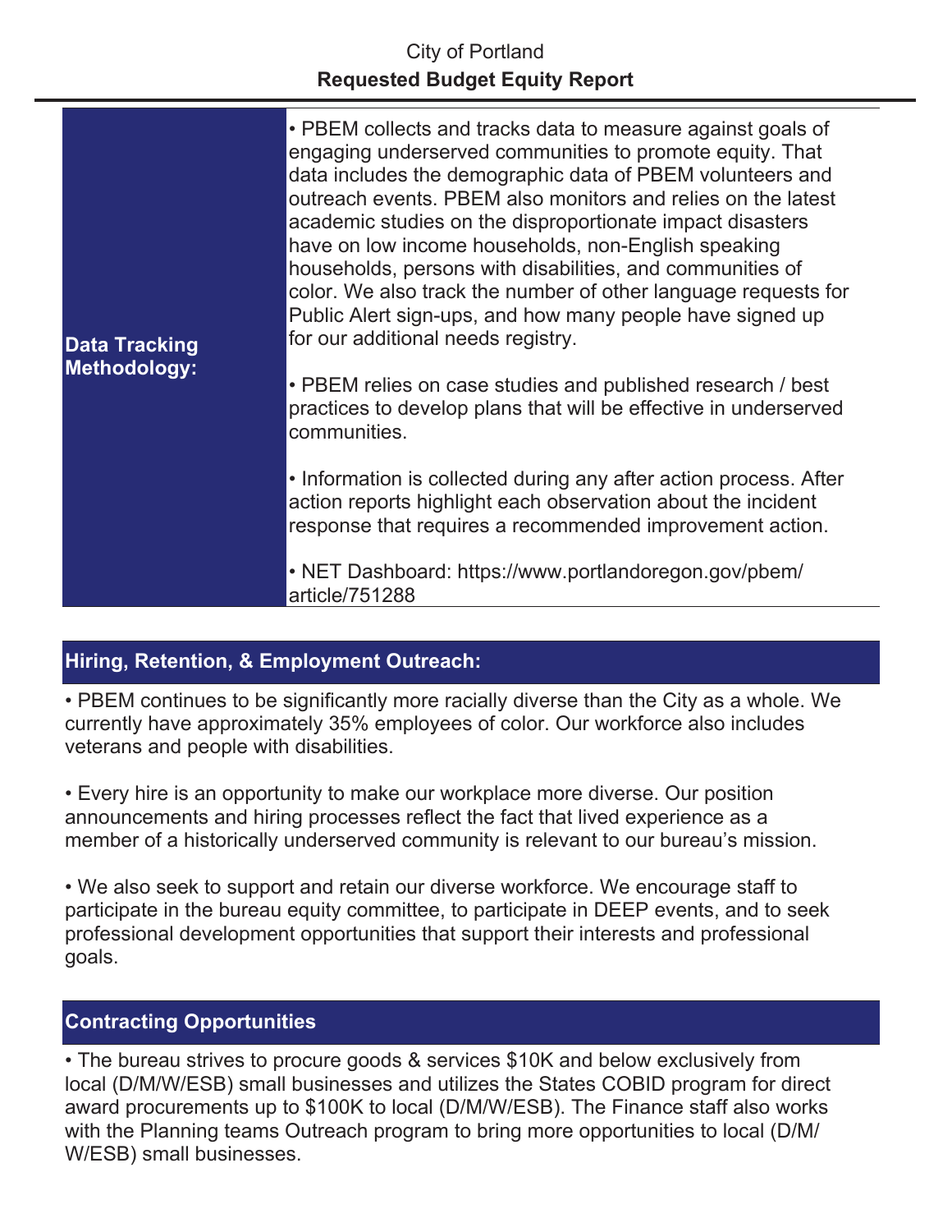| | |
|---|---|
| **Data Tracking Methodology:** | • PBEM collects and tracks data to measure against goals of engaging underserved communities to promote equity. That data includes the demographic data of PBEM volunteers and outreach events. PBEM also monitors and relies on the latest academic studies on the disproportionate impact disasters have on low income households, non-English speaking households, persons with disabilities, and communities of color. We also track the number of other language requests for Public Alert sign-ups, and how many people have signed up for our additional needs registry.<br><br>• PBEM relies on case studies and published research / best practices to develop plans that will be effective in underserved communities.<br><br>• Information is collected during any after action process. After action reports highlight each observation about the incident response that requires a recommended improvement action.<br><br>• NET Dashboard: https://www.portlandoregon.gov/pbem/article/751288 |

## Hiring, Retention, & Employment Outreach:

• PBEM continues to be significantly more racially diverse than the City as a whole. We currently have approximately 35% employees of color. Our workforce also includes veterans and people with disabilities.

• Every hire is an opportunity to make our workplace more diverse. Our position announcements and hiring processes reflect the fact that lived experience as a member of a historically underserved community is relevant to our bureau's mission.

• We also seek to support and retain our diverse workforce. We encourage staff to participate in the bureau equity committee, to participate in DEEP events, and to seek professional development opportunities that support their interests and professional goals.

## Contracting Opportunities

• The bureau strives to procure goods & services $10K and below exclusively from local (D/M/W/ESB) small businesses and utilizes the States COBID program for direct award procurements up to $100K to local (D/M/W/ESB). The Finance staff also works with the Planning teams Outreach program to bring more opportunities to local (D/M/W/ESB) small businesses.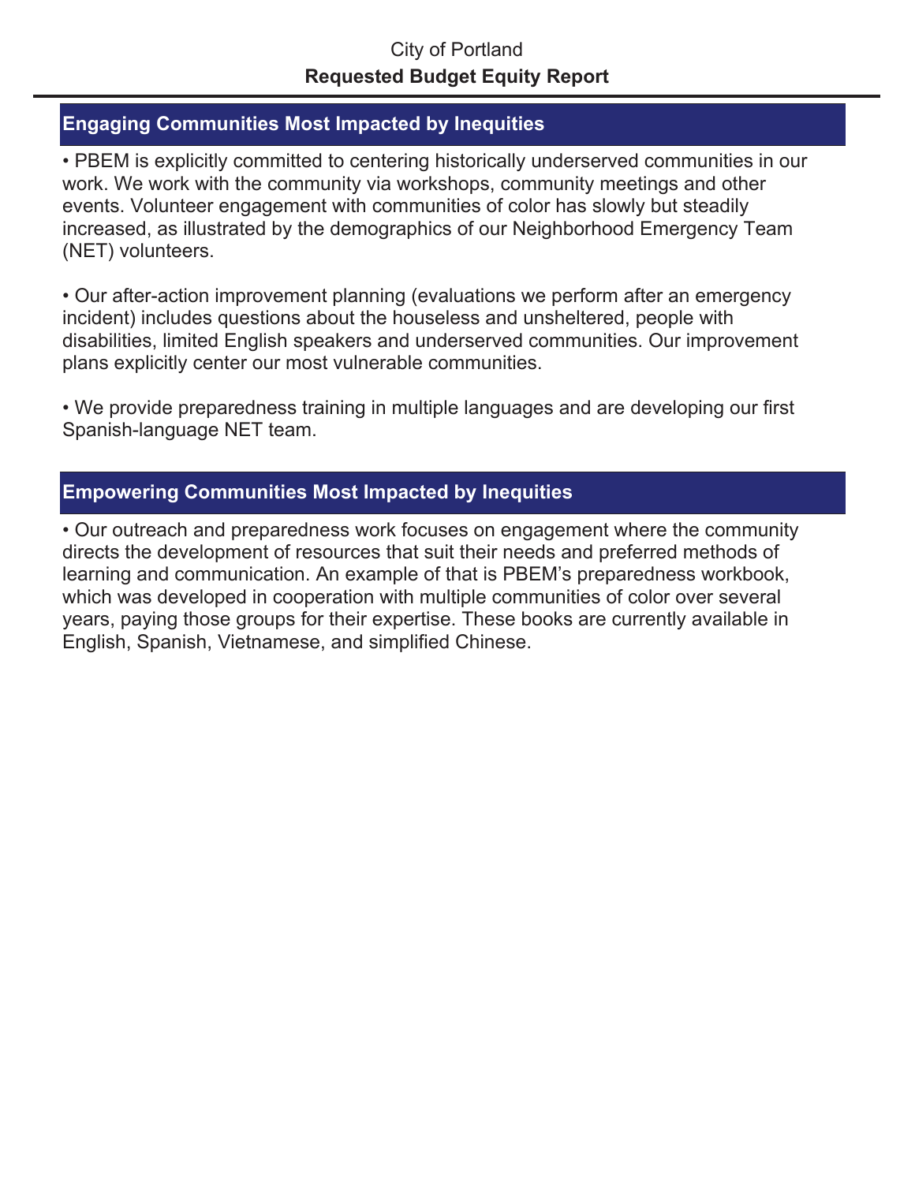## Engaging Communities Most Impacted by Inequities

- PBEM is explicitly committed to centering historically underserved communities in our work. We work with the community via workshops, community meetings and other events. Volunteer engagement with communities of color has slowly but steadily increased, as illustrated by the demographics of our Neighborhood Emergency Team (NET) volunteers.

- Our after-action improvement planning (evaluations we perform after an emergency incident) includes questions about the houseless and unsheltered, people with disabilities, limited English speakers and underserved communities. Our improvement plans explicitly center our most vulnerable communities.

- We provide preparedness training in multiple languages and are developing our first Spanish-language NET team.

## Empowering Communities Most Impacted by Inequities

- Our outreach and preparedness work focuses on engagement where the community directs the development of resources that suit their needs and preferred methods of learning and communication. An example of that is PBEM's preparedness workbook, which was developed in cooperation with multiple communities of color over several years, paying those groups for their expertise. These books are currently available in English, Spanish, Vietnamese, and simplified Chinese.